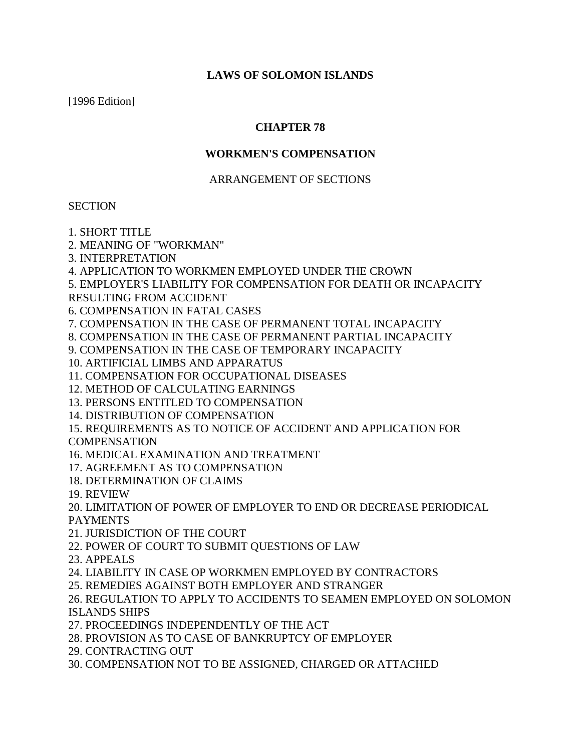# LAWS OF SOLOMON ISLANDS

[1996 Edition]

## CHAPTER 78

## WORKMEN'S COMPENSATION

ARRANGEMENT OF SECTIONS

SECTION

1. SHORT TITLE
2. MEANING OF "WORKMAN"
3. INTERPRETATION
4. APPLICATION TO WORKMEN EMPLOYED UNDER THE CROWN
5. EMPLOYER'S LIABILITY FOR COMPENSATION FOR DEATH OR INCAPACITY RESULTING FROM ACCIDENT
6. COMPENSATION IN FATAL CASES
7. COMPENSATION IN THE CASE OF PERMANENT TOTAL INCAPACITY
8. COMPENSATION IN THE CASE OF PERMANENT PARTIAL INCAPACITY
9. COMPENSATION IN THE CASE OF TEMPORARY INCAPACITY
10. ARTIFICIAL LIMBS AND APPARATUS
11. COMPENSATION FOR OCCUPATIONAL DISEASES
12. METHOD OF CALCULATING EARNINGS
13. PERSONS ENTITLED TO COMPENSATION
14. DISTRIBUTION OF COMPENSATION
15. REQUIREMENTS AS TO NOTICE OF ACCIDENT AND APPLICATION FOR COMPENSATION
16. MEDICAL EXAMINATION AND TREATMENT
17. AGREEMENT AS TO COMPENSATION
18. DETERMINATION OF CLAIMS
19. REVIEW
20. LIMITATION OF POWER OF EMPLOYER TO END OR DECREASE PERIODICAL PAYMENTS
21. JURISDICTION OF THE COURT
22. POWER OF COURT TO SUBMIT QUESTIONS OF LAW
23. APPEALS
24. LIABILITY IN CASE OP WORKMEN EMPLOYED BY CONTRACTORS
25. REMEDIES AGAINST BOTH EMPLOYER AND STRANGER
26. REGULATION TO APPLY TO ACCIDENTS TO SEAMEN EMPLOYED ON SOLOMON ISLANDS SHIPS
27. PROCEEDINGS INDEPENDENTLY OF THE ACT
28. PROVISION AS TO CASE OF BANKRUPTCY OF EMPLOYER
29. CONTRACTING OUT
30. COMPENSATION NOT TO BE ASSIGNED, CHARGED OR ATTACHED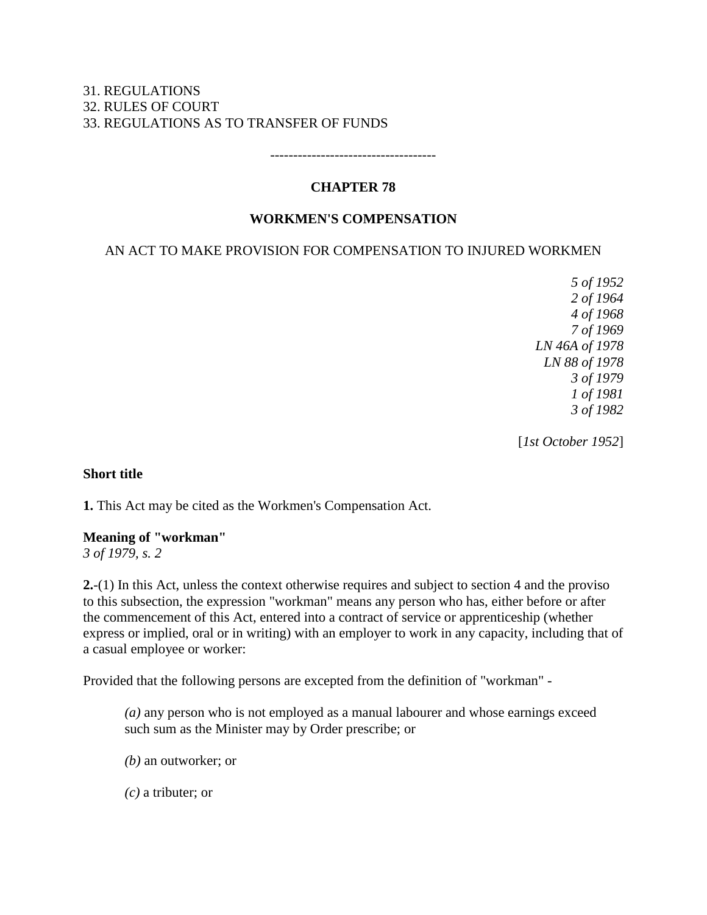31. REGULATIONS
32. RULES OF COURT
33. REGULATIONS AS TO TRANSFER OF FUNDS

------------------------------------

# CHAPTER 78

## WORKMEN'S COMPENSATION

AN ACT TO MAKE PROVISION FOR COMPENSATION TO INJURED WORKMEN

*5 of 1952*
*2 of 1964*
*4 of 1968*
*7 of 1969*
*LN 46A of 1978*
*LN 88 of 1978*
*3 of 1979*
*1 of 1981*
*3 of 1982*

[*1st October 1952*]

**Short title**

**1.** This Act may be cited as the Workmen's Compensation Act.

**Meaning of "workman"**
*3 of 1979, s. 2*

**2.**-(1) In this Act, unless the context otherwise requires and subject to section 4 and the proviso to this subsection, the expression "workman" means any person who has, either before or after the commencement of this Act, entered into a contract of service or apprenticeship (whether express or implied, oral or in writing) with an employer to work in any capacity, including that of a casual employee or worker:

Provided that the following persons are excepted from the definition of "workman" -

*(a)* any person who is not employed as a manual labourer and whose earnings exceed such sum as the Minister may by Order prescribe; or

*(b)* an outworker; or

*(c)* a tributer; or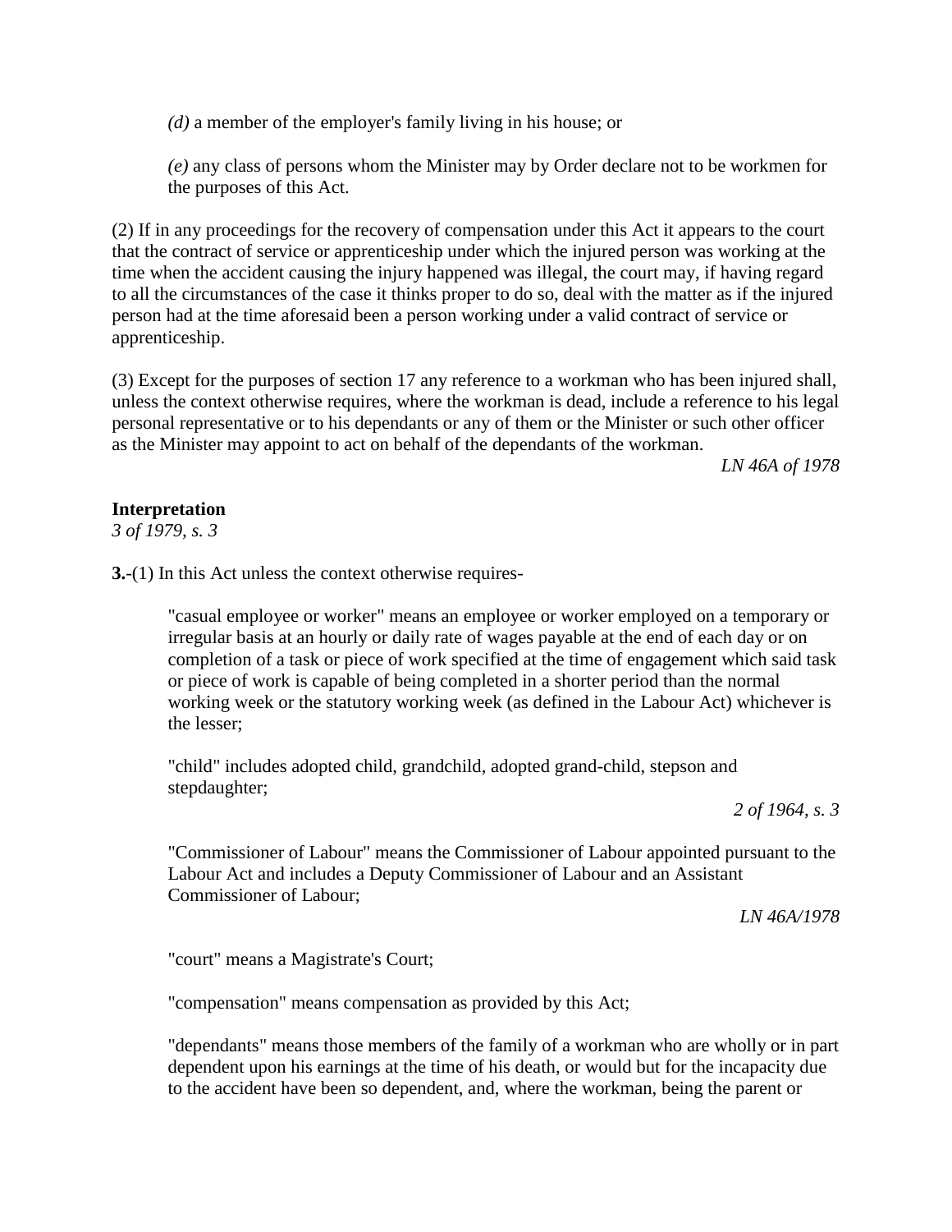*(d)* a member of the employer's family living in his house; or

*(e)* any class of persons whom the Minister may by Order declare not to be workmen for the purposes of this Act.

(2) If in any proceedings for the recovery of compensation under this Act it appears to the court that the contract of service or apprenticeship under which the injured person was working at the time when the accident causing the injury happened was illegal, the court may, if having regard to all the circumstances of the case it thinks proper to do so, deal with the matter as if the injured person had at the time aforesaid been a person working under a valid contract of service or apprenticeship.

(3) Except for the purposes of section 17 any reference to a workman who has been injured shall, unless the context otherwise requires, where the workman is dead, include a reference to his legal personal representative or to his dependants or any of them or the Minister or such other officer as the Minister may appoint to act on behalf of the dependants of the workman.

*LN 46A of 1978*

**Interpretation**
*3 of 1979, s. 3*

**3.**-(1) In this Act unless the context otherwise requires-

"casual employee or worker" means an employee or worker employed on a temporary or irregular basis at an hourly or daily rate of wages payable at the end of each day or on completion of a task or piece of work specified at the time of engagement which said task or piece of work is capable of being completed in a shorter period than the normal working week or the statutory working week (as defined in the Labour Act) whichever is the lesser;

"child" includes adopted child, grandchild, adopted grand-child, stepson and stepdaughter;

*2 of 1964, s. 3*

"Commissioner of Labour" means the Commissioner of Labour appointed pursuant to the Labour Act and includes a Deputy Commissioner of Labour and an Assistant Commissioner of Labour;

*LN 46A/1978*

"court" means a Magistrate's Court;

"compensation" means compensation as provided by this Act;

"dependants" means those members of the family of a workman who are wholly or in part dependent upon his earnings at the time of his death, or would but for the incapacity due to the accident have been so dependent, and, where the workman, being the parent or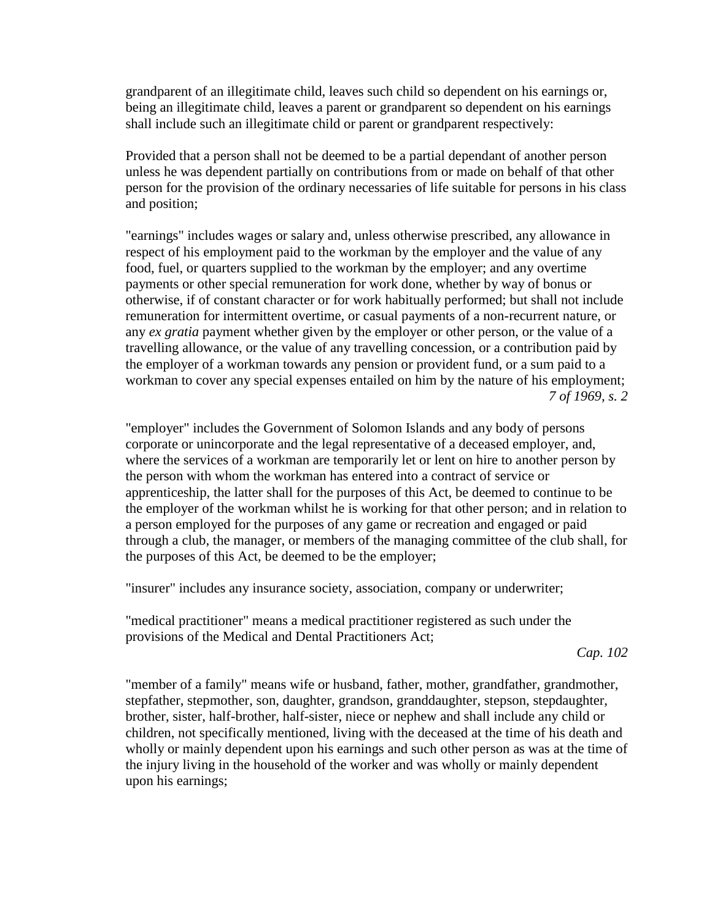grandparent of an illegitimate child, leaves such child so dependent on his earnings or, being an illegitimate child, leaves a parent or grandparent so dependent on his earnings shall include such an illegitimate child or parent or grandparent respectively:

Provided that a person shall not be deemed to be a partial dependant of another person unless he was dependent partially on contributions from or made on behalf of that other person for the provision of the ordinary necessaries of life suitable for persons in his class and position;

"earnings" includes wages or salary and, unless otherwise prescribed, any allowance in respect of his employment paid to the workman by the employer and the value of any food, fuel, or quarters supplied to the workman by the employer; and any overtime payments or other special remuneration for work done, whether by way of bonus or otherwise, if of constant character or for work habitually performed; but shall not include remuneration for intermittent overtime, or casual payments of a non-recurrent nature, or any *ex gratia* payment whether given by the employer or other person, or the value of a travelling allowance, or the value of any travelling concession, or a contribution paid by the employer of a workman towards any pension or provident fund, or a sum paid to a workman to cover any special expenses entailed on him by the nature of his employment;

*7 of 1969, s. 2*

"employer" includes the Government of Solomon Islands and any body of persons corporate or unincorporate and the legal representative of a deceased employer, and, where the services of a workman are temporarily let or lent on hire to another person by the person with whom the workman has entered into a contract of service or apprenticeship, the latter shall for the purposes of this Act, be deemed to continue to be the employer of the workman whilst he is working for that other person; and in relation to a person employed for the purposes of any game or recreation and engaged or paid through a club, the manager, or members of the managing committee of the club shall, for the purposes of this Act, be deemed to be the employer;

"insurer" includes any insurance society, association, company or underwriter;

"medical practitioner" means a medical practitioner registered as such under the provisions of the Medical and Dental Practitioners Act;

*Cap. 102*

"member of a family" means wife or husband, father, mother, grandfather, grandmother, stepfather, stepmother, son, daughter, grandson, granddaughter, stepson, stepdaughter, brother, sister, half-brother, half-sister, niece or nephew and shall include any child or children, not specifically mentioned, living with the deceased at the time of his death and wholly or mainly dependent upon his earnings and such other person as was at the time of the injury living in the household of the worker and was wholly or mainly dependent upon his earnings;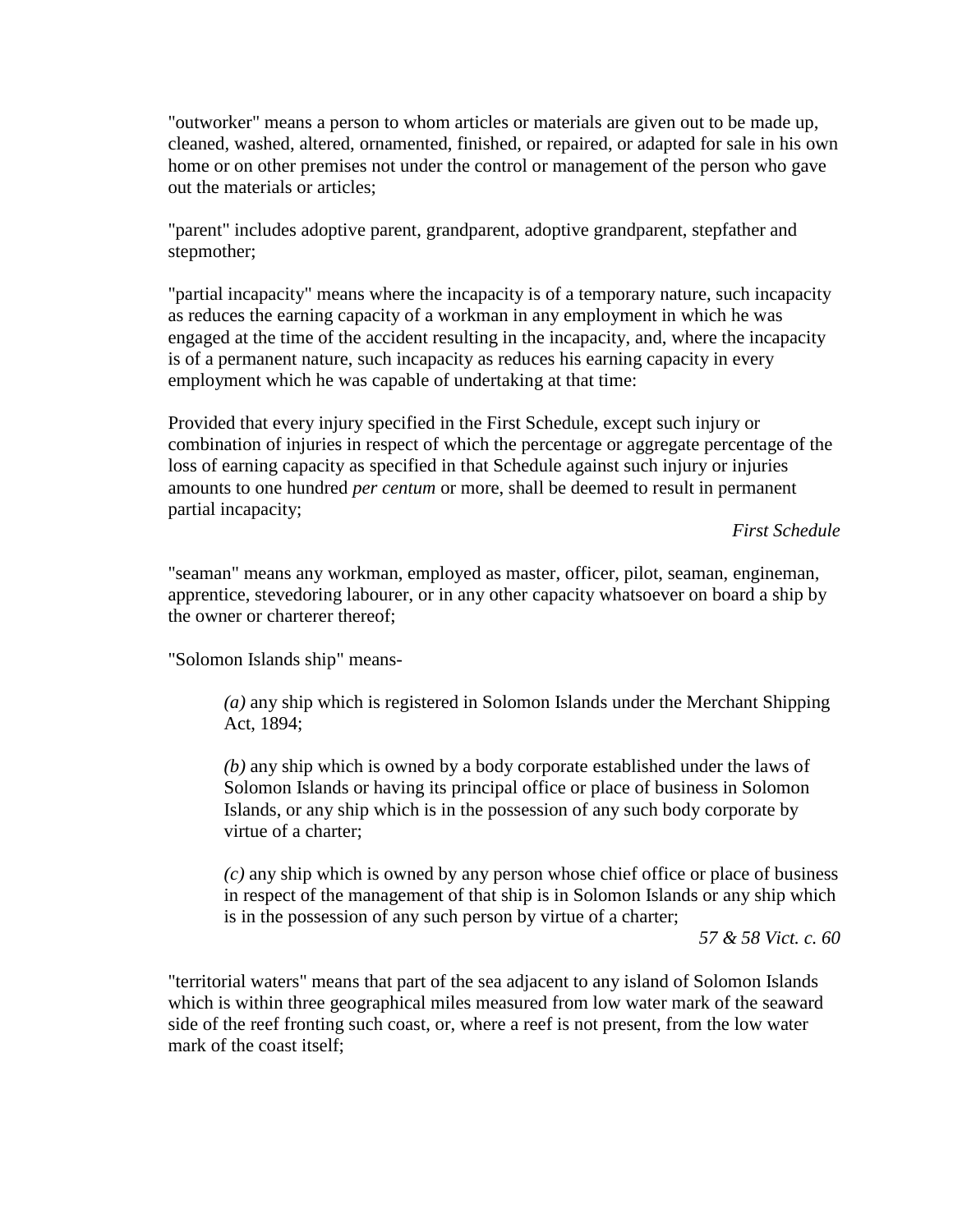"outworker" means a person to whom articles or materials are given out to be made up, cleaned, washed, altered, ornamented, finished, or repaired, or adapted for sale in his own home or on other premises not under the control or management of the person who gave out the materials or articles;

"parent" includes adoptive parent, grandparent, adoptive grandparent, stepfather and stepmother;

"partial incapacity" means where the incapacity is of a temporary nature, such incapacity as reduces the earning capacity of a workman in any employment in which he was engaged at the time of the accident resulting in the incapacity, and, where the incapacity is of a permanent nature, such incapacity as reduces his earning capacity in every employment which he was capable of undertaking at that time:

Provided that every injury specified in the First Schedule, except such injury or combination of injuries in respect of which the percentage or aggregate percentage of the loss of earning capacity as specified in that Schedule against such injury or injuries amounts to one hundred *per centum* or more, shall be deemed to result in permanent partial incapacity;

*First Schedule*

"seaman" means any workman, employed as master, officer, pilot, seaman, engineman, apprentice, stevedoring labourer, or in any other capacity whatsoever on board a ship by the owner or charterer thereof;

"Solomon Islands ship" means-

> *(a)* any ship which is registered in Solomon Islands under the Merchant Shipping Act, 1894;
>
> *(b)* any ship which is owned by a body corporate established under the laws of Solomon Islands or having its principal office or place of business in Solomon Islands, or any ship which is in the possession of any such body corporate by virtue of a charter;
>
> *(c)* any ship which is owned by any person whose chief office or place of business in respect of the management of that ship is in Solomon Islands or any ship which is in the possession of any such person by virtue of a charter;

*57 & 58 Vict. c. 60*

"territorial waters" means that part of the sea adjacent to any island of Solomon Islands which is within three geographical miles measured from low water mark of the seaward side of the reef fronting such coast, or, where a reef is not present, from the low water mark of the coast itself;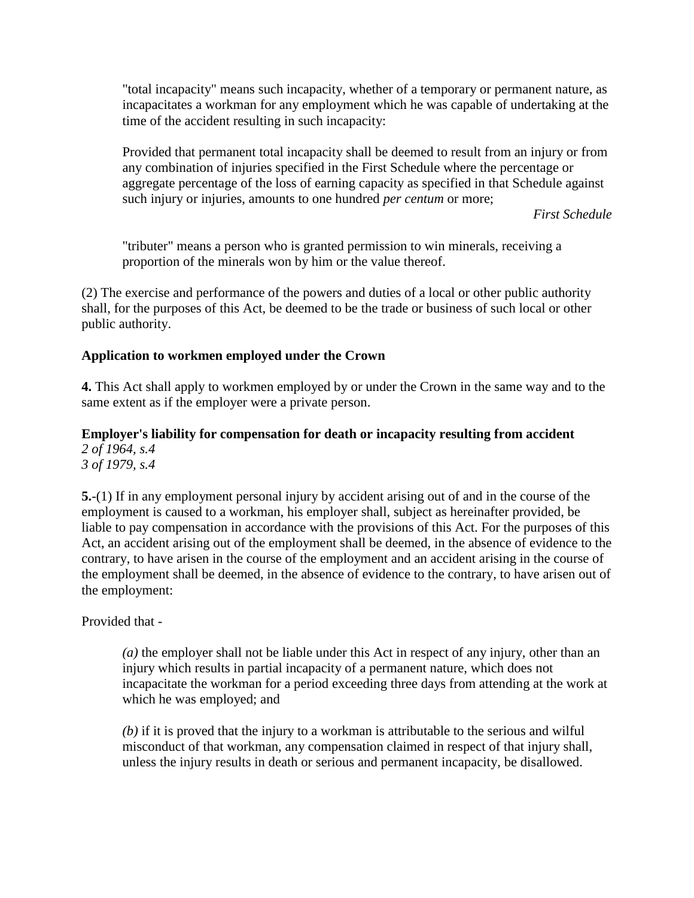"total incapacity" means such incapacity, whether of a temporary or permanent nature, as incapacitates a workman for any employment which he was capable of undertaking at the time of the accident resulting in such incapacity:

Provided that permanent total incapacity shall be deemed to result from an injury or from any combination of injuries specified in the First Schedule where the percentage or aggregate percentage of the loss of earning capacity as specified in that Schedule against such injury or injuries, amounts to one hundred *per centum* or more;

*First Schedule*

"tributer" means a person who is granted permission to win minerals, receiving a proportion of the minerals won by him or the value thereof.

(2) The exercise and performance of the powers and duties of a local or other public authority shall, for the purposes of this Act, be deemed to be the trade or business of such local or other public authority.

**Application to workmen employed under the Crown**

**4.** This Act shall apply to workmen employed by or under the Crown in the same way and to the same extent as if the employer were a private person.

**Employer's liability for compensation for death or incapacity resulting from accident**
*2 of 1964, s.4*
*3 of 1979, s.4*

**5.**-(1) If in any employment personal injury by accident arising out of and in the course of the employment is caused to a workman, his employer shall, subject as hereinafter provided, be liable to pay compensation in accordance with the provisions of this Act. For the purposes of this Act, an accident arising out of the employment shall be deemed, in the absence of evidence to the contrary, to have arisen in the course of the employment and an accident arising in the course of the employment shall be deemed, in the absence of evidence to the contrary, to have arisen out of the employment:

Provided that -

*(a)* the employer shall not be liable under this Act in respect of any injury, other than an injury which results in partial incapacity of a permanent nature, which does not incapacitate the workman for a period exceeding three days from attending at the work at which he was employed; and

*(b)* if it is proved that the injury to a workman is attributable to the serious and wilful misconduct of that workman, any compensation claimed in respect of that injury shall, unless the injury results in death or serious and permanent incapacity, be disallowed.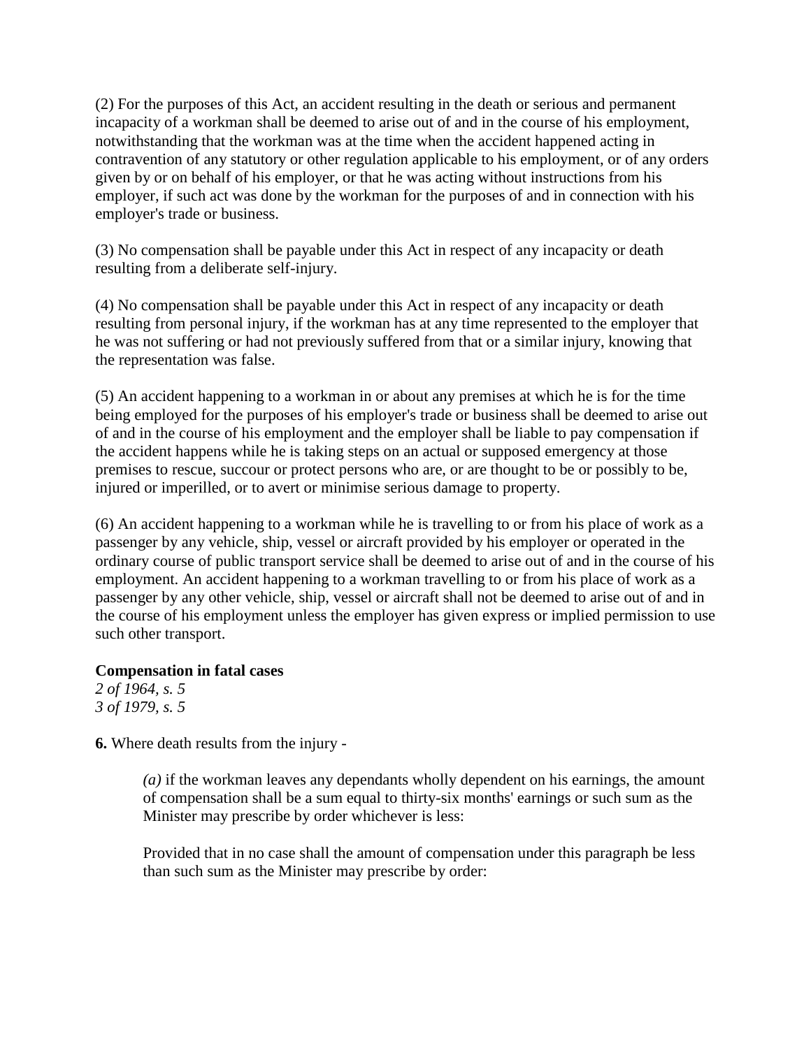(2) For the purposes of this Act, an accident resulting in the death or serious and permanent incapacity of a workman shall be deemed to arise out of and in the course of his employment, notwithstanding that the workman was at the time when the accident happened acting in contravention of any statutory or other regulation applicable to his employment, or of any orders given by or on behalf of his employer, or that he was acting without instructions from his employer, if such act was done by the workman for the purposes of and in connection with his employer's trade or business.

(3) No compensation shall be payable under this Act in respect of any incapacity or death resulting from a deliberate self-injury.

(4) No compensation shall be payable under this Act in respect of any incapacity or death resulting from personal injury, if the workman has at any time represented to the employer that he was not suffering or had not previously suffered from that or a similar injury, knowing that the representation was false.

(5) An accident happening to a workman in or about any premises at which he is for the time being employed for the purposes of his employer's trade or business shall be deemed to arise out of and in the course of his employment and the employer shall be liable to pay compensation if the accident happens while he is taking steps on an actual or supposed emergency at those premises to rescue, succour or protect persons who are, or are thought to be or possibly to be, injured or imperilled, or to avert or minimise serious damage to property.

(6) An accident happening to a workman while he is travelling to or from his place of work as a passenger by any vehicle, ship, vessel or aircraft provided by his employer or operated in the ordinary course of public transport service shall be deemed to arise out of and in the course of his employment. An accident happening to a workman travelling to or from his place of work as a passenger by any other vehicle, ship, vessel or aircraft shall not be deemed to arise out of and in the course of his employment unless the employer has given express or implied permission to use such other transport.

**Compensation in fatal cases**
*2 of 1964, s. 5*
*3 of 1979, s. 5*

**6.** Where death results from the injury -

> *(a)* if the workman leaves any dependants wholly dependent on his earnings, the amount of compensation shall be a sum equal to thirty-six months' earnings or such sum as the Minister may prescribe by order whichever is less:
>
> Provided that in no case shall the amount of compensation under this paragraph be less than such sum as the Minister may prescribe by order: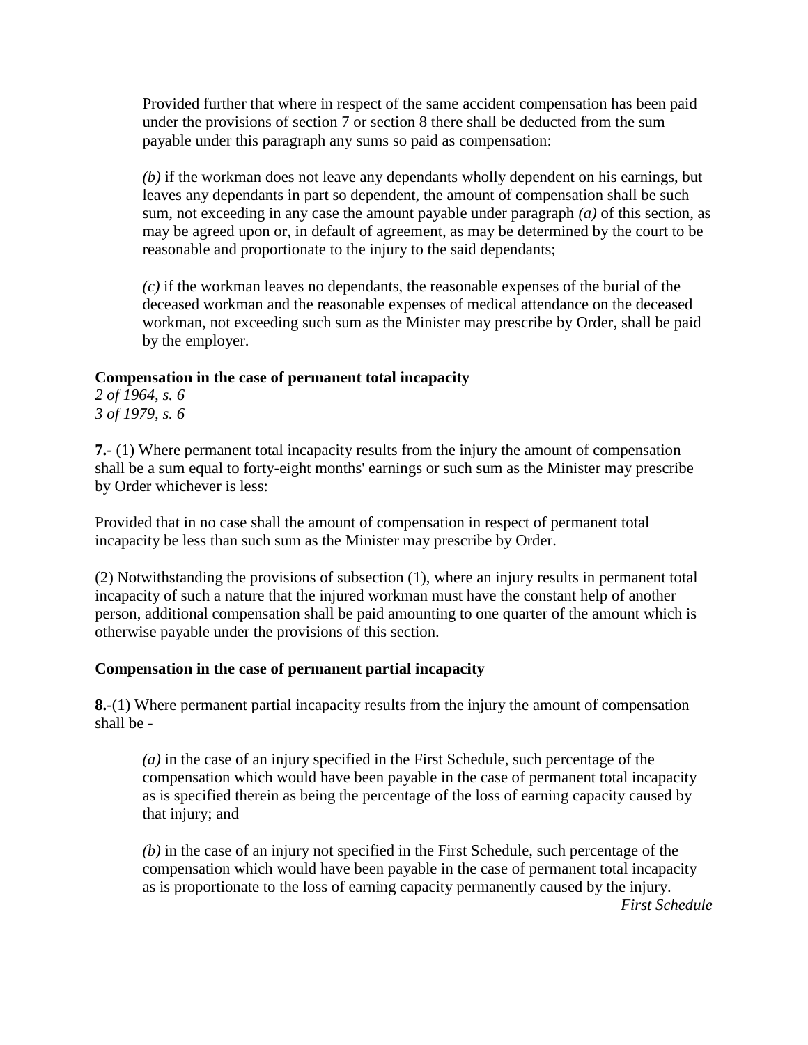Provided further that where in respect of the same accident compensation has been paid under the provisions of section 7 or section 8 there shall be deducted from the sum payable under this paragraph any sums so paid as compensation:

*(b)* if the workman does not leave any dependants wholly dependent on his earnings, but leaves any dependants in part so dependent, the amount of compensation shall be such sum, not exceeding in any case the amount payable under paragraph *(a)* of this section, as may be agreed upon or, in default of agreement, as may be determined by the court to be reasonable and proportionate to the injury to the said dependants;

*(c)* if the workman leaves no dependants, the reasonable expenses of the burial of the deceased workman and the reasonable expenses of medical attendance on the deceased workman, not exceeding such sum as the Minister may prescribe by Order, shall be paid by the employer.

**Compensation in the case of permanent total incapacity**
*2 of 1964, s. 6*
*3 of 1979, s. 6*

**7.**- (1) Where permanent total incapacity results from the injury the amount of compensation shall be a sum equal to forty-eight months' earnings or such sum as the Minister may prescribe by Order whichever is less:

Provided that in no case shall the amount of compensation in respect of permanent total incapacity be less than such sum as the Minister may prescribe by Order.

(2) Notwithstanding the provisions of subsection (1), where an injury results in permanent total incapacity of such a nature that the injured workman must have the constant help of another person, additional compensation shall be paid amounting to one quarter of the amount which is otherwise payable under the provisions of this section.

**Compensation in the case of permanent partial incapacity**

**8.**-(1) Where permanent partial incapacity results from the injury the amount of compensation shall be -

*(a)* in the case of an injury specified in the First Schedule, such percentage of the compensation which would have been payable in the case of permanent total incapacity as is specified therein as being the percentage of the loss of earning capacity caused by that injury; and

*(b)* in the case of an injury not specified in the First Schedule, such percentage of the compensation which would have been payable in the case of permanent total incapacity as is proportionate to the loss of earning capacity permanently caused by the injury.

*First Schedule*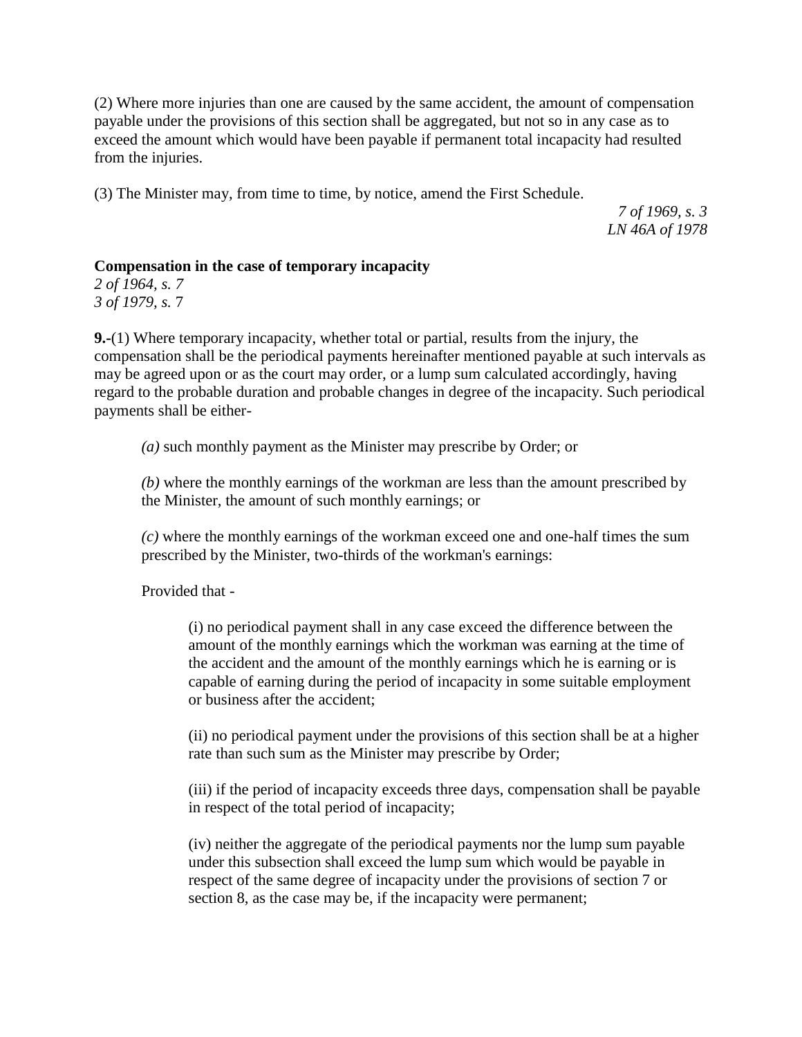(2) Where more injuries than one are caused by the same accident, the amount of compensation payable under the provisions of this section shall be aggregated, but not so in any case as to exceed the amount which would have been payable if permanent total incapacity had resulted from the injuries.

(3) The Minister may, from time to time, by notice, amend the First Schedule.

*7 of 1969, s. 3*
*LN 46A of 1978*

**Compensation in the case of temporary incapacity**
*2 of 1964, s. 7*
*3 of 1979, s. 7*

**9.-**(1) Where temporary incapacity, whether total or partial, results from the injury, the compensation shall be the periodical payments hereinafter mentioned payable at such intervals as may be agreed upon or as the court may order, or a lump sum calculated accordingly, having regard to the probable duration and probable changes in degree of the incapacity. Such periodical payments shall be either-

*(a)* such monthly payment as the Minister may prescribe by Order; or

*(b)* where the monthly earnings of the workman are less than the amount prescribed by the Minister, the amount of such monthly earnings; or

*(c)* where the monthly earnings of the workman exceed one and one-half times the sum prescribed by the Minister, two-thirds of the workman's earnings:

Provided that -

(i) no periodical payment shall in any case exceed the difference between the amount of the monthly earnings which the workman was earning at the time of the accident and the amount of the monthly earnings which he is earning or is capable of earning during the period of incapacity in some suitable employment or business after the accident;

(ii) no periodical payment under the provisions of this section shall be at a higher rate than such sum as the Minister may prescribe by Order;

(iii) if the period of incapacity exceeds three days, compensation shall be payable in respect of the total period of incapacity;

(iv) neither the aggregate of the periodical payments nor the lump sum payable under this subsection shall exceed the lump sum which would be payable in respect of the same degree of incapacity under the provisions of section 7 or section 8, as the case may be, if the incapacity were permanent;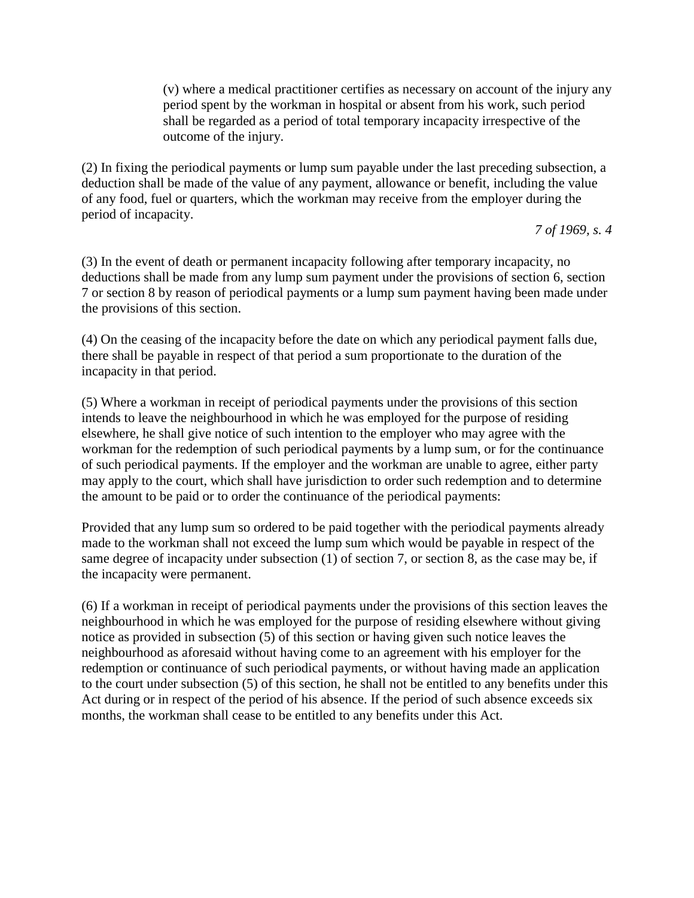(v) where a medical practitioner certifies as necessary on account of the injury any period spent by the workman in hospital or absent from his work, such period shall be regarded as a period of total temporary incapacity irrespective of the outcome of the injury.

(2) In fixing the periodical payments or lump sum payable under the last preceding subsection, a deduction shall be made of the value of any payment, allowance or benefit, including the value of any food, fuel or quarters, which the workman may receive from the employer during the period of incapacity.

*7 of 1969, s. 4*

(3) In the event of death or permanent incapacity following after temporary incapacity, no deductions shall be made from any lump sum payment under the provisions of section 6, section 7 or section 8 by reason of periodical payments or a lump sum payment having been made under the provisions of this section.

(4) On the ceasing of the incapacity before the date on which any periodical payment falls due, there shall be payable in respect of that period a sum proportionate to the duration of the incapacity in that period.

(5) Where a workman in receipt of periodical payments under the provisions of this section intends to leave the neighbourhood in which he was employed for the purpose of residing elsewhere, he shall give notice of such intention to the employer who may agree with the workman for the redemption of such periodical payments by a lump sum, or for the continuance of such periodical payments. If the employer and the workman are unable to agree, either party may apply to the court, which shall have jurisdiction to order such redemption and to determine the amount to be paid or to order the continuance of the periodical payments:

Provided that any lump sum so ordered to be paid together with the periodical payments already made to the workman shall not exceed the lump sum which would be payable in respect of the same degree of incapacity under subsection (1) of section 7, or section 8, as the case may be, if the incapacity were permanent.

(6) If a workman in receipt of periodical payments under the provisions of this section leaves the neighbourhood in which he was employed for the purpose of residing elsewhere without giving notice as provided in subsection (5) of this section or having given such notice leaves the neighbourhood as aforesaid without having come to an agreement with his employer for the redemption or continuance of such periodical payments, or without having made an application to the court under subsection (5) of this section, he shall not be entitled to any benefits under this Act during or in respect of the period of his absence. If the period of such absence exceeds six months, the workman shall cease to be entitled to any benefits under this Act.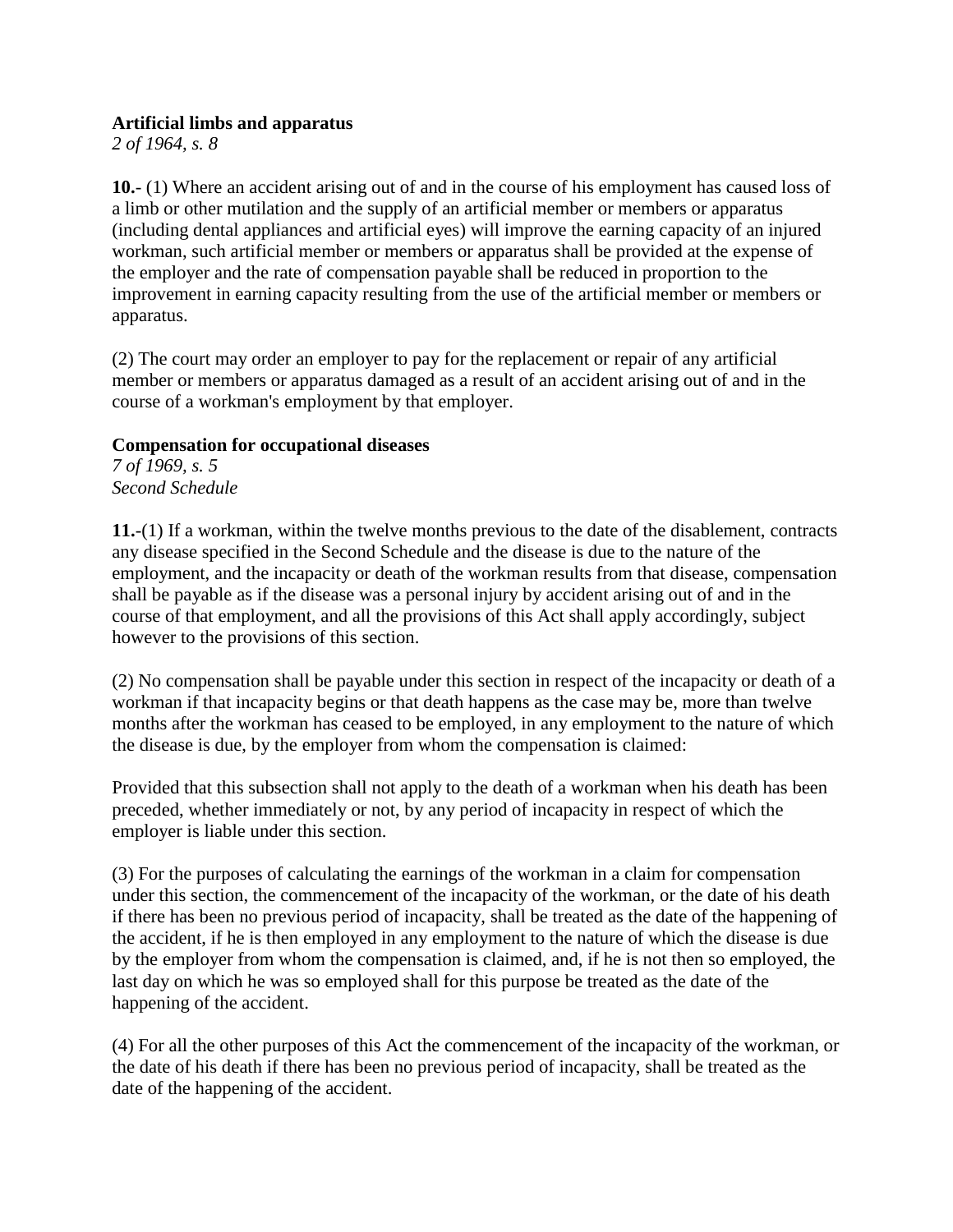**Artificial limbs and apparatus**

*2 of 1964, s. 8*

**10.**- (1) Where an accident arising out of and in the course of his employment has caused loss of a limb or other mutilation and the supply of an artificial member or members or apparatus (including dental appliances and artificial eyes) will improve the earning capacity of an injured workman, such artificial member or members or apparatus shall be provided at the expense of the employer and the rate of compensation payable shall be reduced in proportion to the improvement in earning capacity resulting from the use of the artificial member or members or apparatus.

(2) The court may order an employer to pay for the replacement or repair of any artificial member or members or apparatus damaged as a result of an accident arising out of and in the course of a workman's employment by that employer.

**Compensation for occupational diseases**

*7 of 1969, s. 5*
*Second Schedule*

**11.**-(1) If a workman, within the twelve months previous to the date of the disablement, contracts any disease specified in the Second Schedule and the disease is due to the nature of the employment, and the incapacity or death of the workman results from that disease, compensation shall be payable as if the disease was a personal injury by accident arising out of and in the course of that employment, and all the provisions of this Act shall apply accordingly, subject however to the provisions of this section.

(2) No compensation shall be payable under this section in respect of the incapacity or death of a workman if that incapacity begins or that death happens as the case may be, more than twelve months after the workman has ceased to be employed, in any employment to the nature of which the disease is due, by the employer from whom the compensation is claimed:

Provided that this subsection shall not apply to the death of a workman when his death has been preceded, whether immediately or not, by any period of incapacity in respect of which the employer is liable under this section.

(3) For the purposes of calculating the earnings of the workman in a claim for compensation under this section, the commencement of the incapacity of the workman, or the date of his death if there has been no previous period of incapacity, shall be treated as the date of the happening of the accident, if he is then employed in any employment to the nature of which the disease is due by the employer from whom the compensation is claimed, and, if he is not then so employed, the last day on which he was so employed shall for this purpose be treated as the date of the happening of the accident.

(4) For all the other purposes of this Act the commencement of the incapacity of the workman, or the date of his death if there has been no previous period of incapacity, shall be treated as the date of the happening of the accident.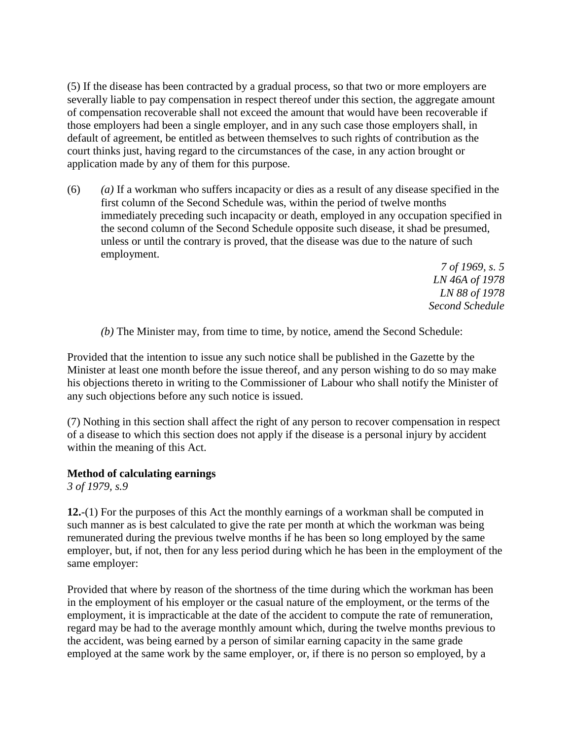(5) If the disease has been contracted by a gradual process, so that two or more employers are severally liable to pay compensation in respect thereof under this section, the aggregate amount of compensation recoverable shall not exceed the amount that would have been recoverable if those employers had been a single employer, and in any such case those employers shall, in default of agreement, be entitled as between themselves to such rights of contribution as the court thinks just, having regard to the circumstances of the case, in any action brought or application made by any of them for this purpose.

(6) *(a)* If a workman who suffers incapacity or dies as a result of any disease specified in the first column of the Second Schedule was, within the period of twelve months immediately preceding such incapacity or death, employed in any occupation specified in the second column of the Second Schedule opposite such disease, it shad be presumed, unless or until the contrary is proved, that the disease was due to the nature of such employment.

*7 of 1969, s. 5*
*LN 46A of 1978*
*LN 88 of 1978*
*Second Schedule*

*(b)* The Minister may, from time to time, by notice, amend the Second Schedule:

Provided that the intention to issue any such notice shall be published in the Gazette by the Minister at least one month before the issue thereof, and any person wishing to do so may make his objections thereto in writing to the Commissioner of Labour who shall notify the Minister of any such objections before any such notice is issued.

(7) Nothing in this section shall affect the right of any person to recover compensation in respect of a disease to which this section does not apply if the disease is a personal injury by accident within the meaning of this Act.

**Method of calculating earnings**
*3 of 1979, s.9*

**12.**-(1) For the purposes of this Act the monthly earnings of a workman shall be computed in such manner as is best calculated to give the rate per month at which the workman was being remunerated during the previous twelve months if he has been so long employed by the same employer, but, if not, then for any less period during which he has been in the employment of the same employer:

Provided that where by reason of the shortness of the time during which the workman has been in the employment of his employer or the casual nature of the employment, or the terms of the employment, it is impracticable at the date of the accident to compute the rate of remuneration, regard may be had to the average monthly amount which, during the twelve months previous to the accident, was being earned by a person of similar earning capacity in the same grade employed at the same work by the same employer, or, if there is no person so employed, by a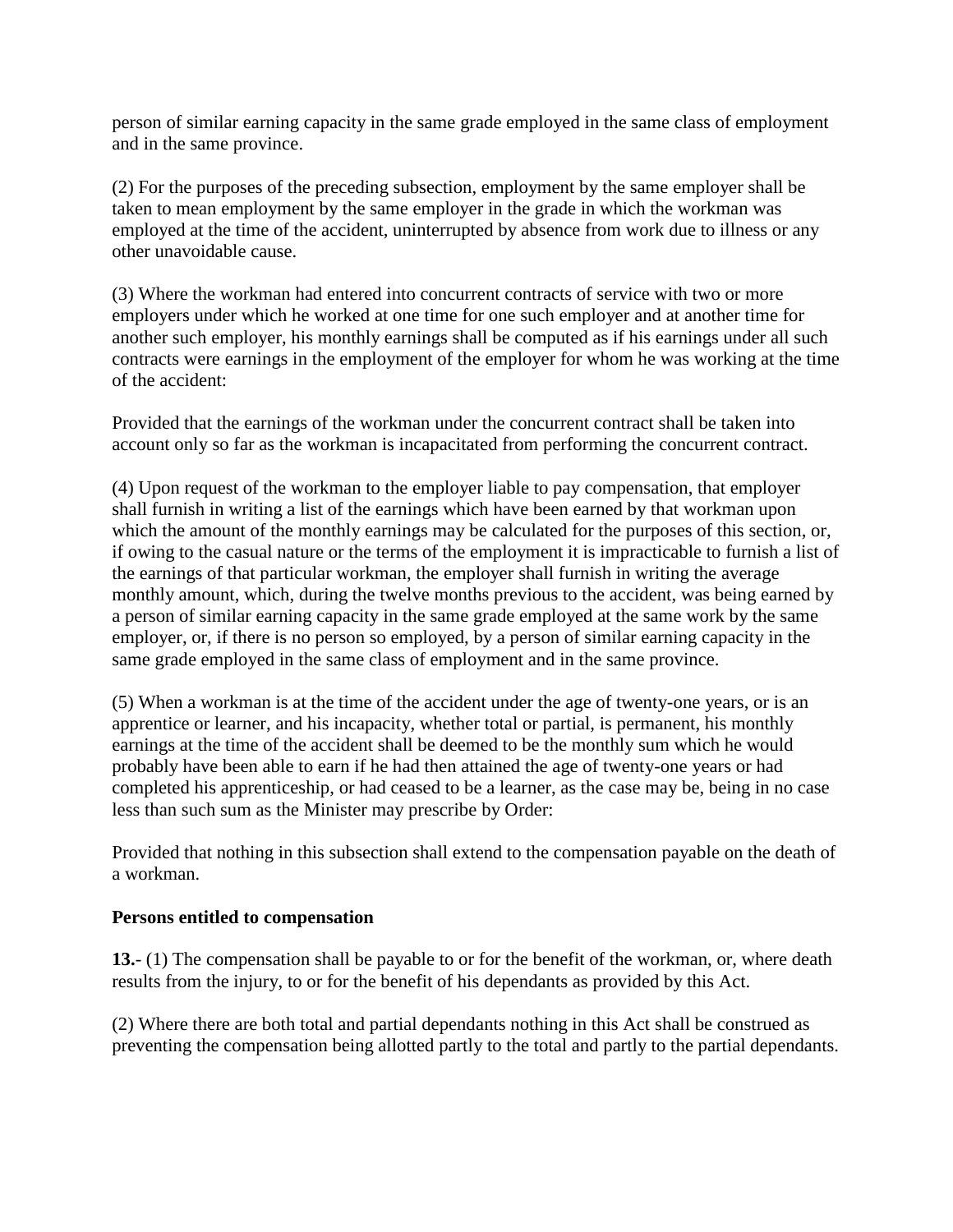person of similar earning capacity in the same grade employed in the same class of employment and in the same province.

(2) For the purposes of the preceding subsection, employment by the same employer shall be taken to mean employment by the same employer in the grade in which the workman was employed at the time of the accident, uninterrupted by absence from work due to illness or any other unavoidable cause.

(3) Where the workman had entered into concurrent contracts of service with two or more employers under which he worked at one time for one such employer and at another time for another such employer, his monthly earnings shall be computed as if his earnings under all such contracts were earnings in the employment of the employer for whom he was working at the time of the accident:

Provided that the earnings of the workman under the concurrent contract shall be taken into account only so far as the workman is incapacitated from performing the concurrent contract.

(4) Upon request of the workman to the employer liable to pay compensation, that employer shall furnish in writing a list of the earnings which have been earned by that workman upon which the amount of the monthly earnings may be calculated for the purposes of this section, or, if owing to the casual nature or the terms of the employment it is impracticable to furnish a list of the earnings of that particular workman, the employer shall furnish in writing the average monthly amount, which, during the twelve months previous to the accident, was being earned by a person of similar earning capacity in the same grade employed at the same work by the same employer, or, if there is no person so employed, by a person of similar earning capacity in the same grade employed in the same class of employment and in the same province.

(5) When a workman is at the time of the accident under the age of twenty-one years, or is an apprentice or learner, and his incapacity, whether total or partial, is permanent, his monthly earnings at the time of the accident shall be deemed to be the monthly sum which he would probably have been able to earn if he had then attained the age of twenty-one years or had completed his apprenticeship, or had ceased to be a learner, as the case may be, being in no case less than such sum as the Minister may prescribe by Order:

Provided that nothing in this subsection shall extend to the compensation payable on the death of a workman.

**Persons entitled to compensation**

**13.-** (1) The compensation shall be payable to or for the benefit of the workman, or, where death results from the injury, to or for the benefit of his dependants as provided by this Act.

(2) Where there are both total and partial dependants nothing in this Act shall be construed as preventing the compensation being allotted partly to the total and partly to the partial dependants.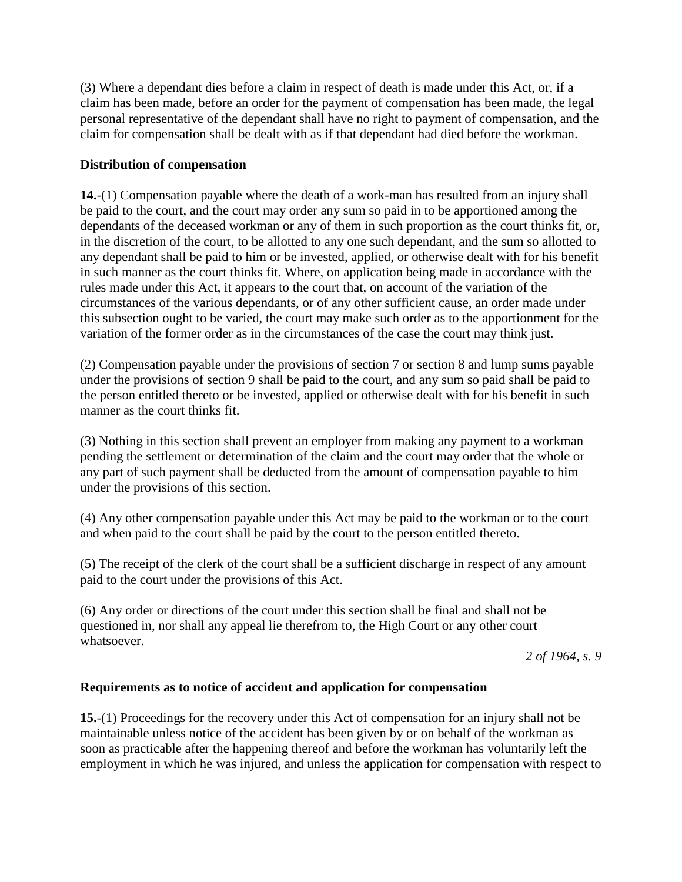(3) Where a dependant dies before a claim in respect of death is made under this Act, or, if a claim has been made, before an order for the payment of compensation has been made, the legal personal representative of the dependant shall have no right to payment of compensation, and the claim for compensation shall be dealt with as if that dependant had died before the workman.

**Distribution of compensation**

**14.**-(1) Compensation payable where the death of a work-man has resulted from an injury shall be paid to the court, and the court may order any sum so paid in to be apportioned among the dependants of the deceased workman or any of them in such proportion as the court thinks fit, or, in the discretion of the court, to be allotted to any one such dependant, and the sum so allotted to any dependant shall be paid to him or be invested, applied, or otherwise dealt with for his benefit in such manner as the court thinks fit. Where, on application being made in accordance with the rules made under this Act, it appears to the court that, on account of the variation of the circumstances of the various dependants, or of any other sufficient cause, an order made under this subsection ought to be varied, the court may make such order as to the apportionment for the variation of the former order as in the circumstances of the case the court may think just.

(2) Compensation payable under the provisions of section 7 or section 8 and lump sums payable under the provisions of section 9 shall be paid to the court, and any sum so paid shall be paid to the person entitled thereto or be invested, applied or otherwise dealt with for his benefit in such manner as the court thinks fit.

(3) Nothing in this section shall prevent an employer from making any payment to a workman pending the settlement or determination of the claim and the court may order that the whole or any part of such payment shall be deducted from the amount of compensation payable to him under the provisions of this section.

(4) Any other compensation payable under this Act may be paid to the workman or to the court and when paid to the court shall be paid by the court to the person entitled thereto.

(5) The receipt of the clerk of the court shall be a sufficient discharge in respect of any amount paid to the court under the provisions of this Act.

(6) Any order or directions of the court under this section shall be final and shall not be questioned in, nor shall any appeal lie therefrom to, the High Court or any other court whatsoever.

*2 of 1964, s. 9*

**Requirements as to notice of accident and application for compensation**

**15.**-(1) Proceedings for the recovery under this Act of compensation for an injury shall not be maintainable unless notice of the accident has been given by or on behalf of the workman as soon as practicable after the happening thereof and before the workman has voluntarily left the employment in which he was injured, and unless the application for compensation with respect to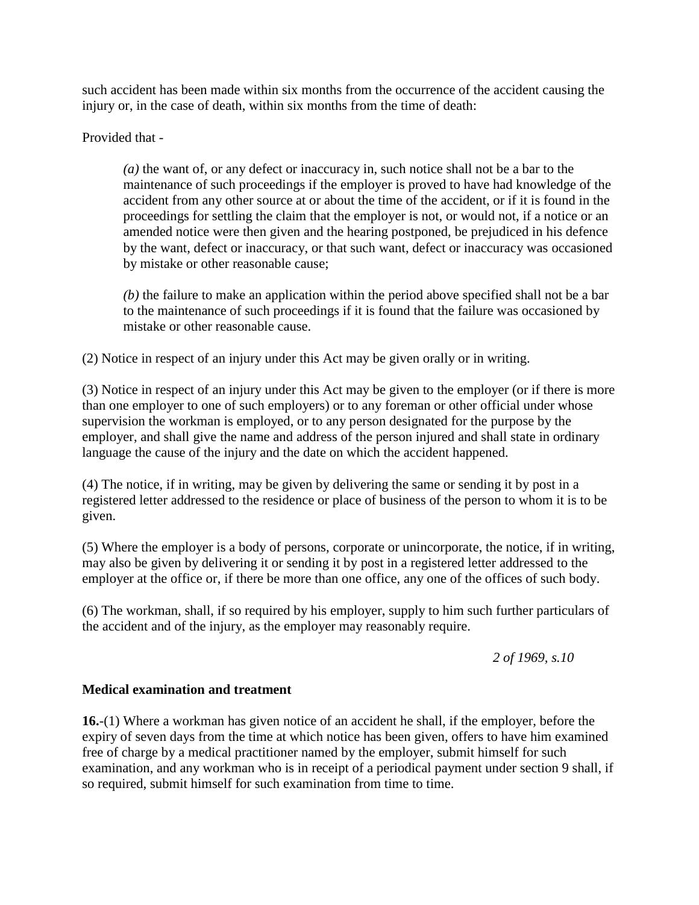such accident has been made within six months from the occurrence of the accident causing the injury or, in the case of death, within six months from the time of death:

Provided that -

> *(a)* the want of, or any defect or inaccuracy in, such notice shall not be a bar to the maintenance of such proceedings if the employer is proved to have had knowledge of the accident from any other source at or about the time of the accident, or if it is found in the proceedings for settling the claim that the employer is not, or would not, if a notice or an amended notice were then given and the hearing postponed, be prejudiced in his defence by the want, defect or inaccuracy, or that such want, defect or inaccuracy was occasioned by mistake or other reasonable cause;
>
> *(b)* the failure to make an application within the period above specified shall not be a bar to the maintenance of such proceedings if it is found that the failure was occasioned by mistake or other reasonable cause.

(2) Notice in respect of an injury under this Act may be given orally or in writing.

(3) Notice in respect of an injury under this Act may be given to the employer (or if there is more than one employer to one of such employers) or to any foreman or other official under whose supervision the workman is employed, or to any person designated for the purpose by the employer, and shall give the name and address of the person injured and shall state in ordinary language the cause of the injury and the date on which the accident happened.

(4) The notice, if in writing, may be given by delivering the same or sending it by post in a registered letter addressed to the residence or place of business of the person to whom it is to be given.

(5) Where the employer is a body of persons, corporate or unincorporate, the notice, if in writing, may also be given by delivering it or sending it by post in a registered letter addressed to the employer at the office or, if there be more than one office, any one of the offices of such body.

(6) The workman, shall, if so required by his employer, supply to him such further particulars of the accident and of the injury, as the employer may reasonably require.

*2 of 1969, s.10*

**Medical examination and treatment**

**16.**-(1) Where a workman has given notice of an accident he shall, if the employer, before the expiry of seven days from the time at which notice has been given, offers to have him examined free of charge by a medical practitioner named by the employer, submit himself for such examination, and any workman who is in receipt of a periodical payment under section 9 shall, if so required, submit himself for such examination from time to time.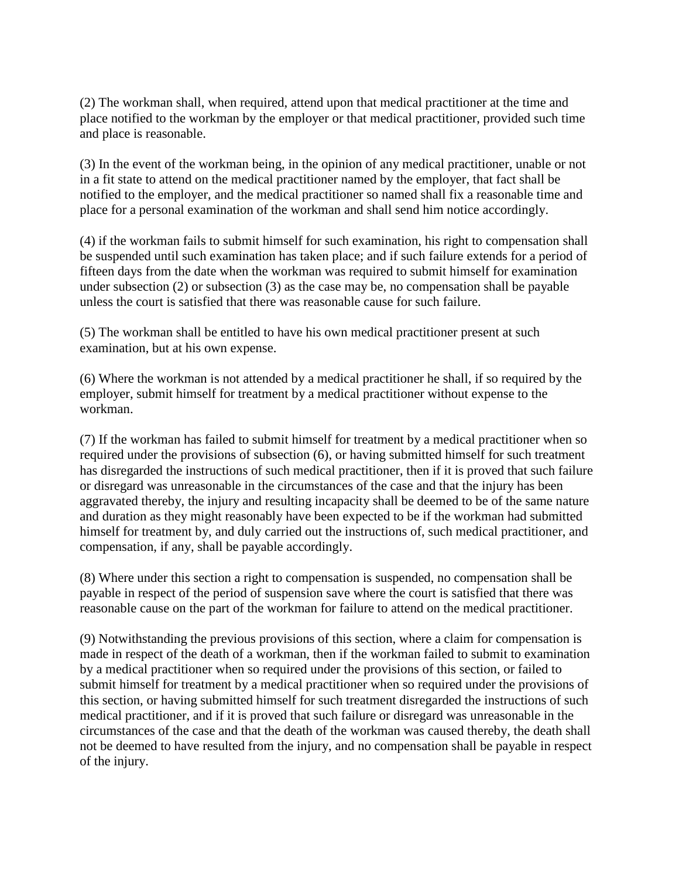(2) The workman shall, when required, attend upon that medical practitioner at the time and place notified to the workman by the employer or that medical practitioner, provided such time and place is reasonable.

(3) In the event of the workman being, in the opinion of any medical practitioner, unable or not in a fit state to attend on the medical practitioner named by the employer, that fact shall be notified to the employer, and the medical practitioner so named shall fix a reasonable time and place for a personal examination of the workman and shall send him notice accordingly.

(4) if the workman fails to submit himself for such examination, his right to compensation shall be suspended until such examination has taken place; and if such failure extends for a period of fifteen days from the date when the workman was required to submit himself for examination under subsection (2) or subsection (3) as the case may be, no compensation shall be payable unless the court is satisfied that there was reasonable cause for such failure.

(5) The workman shall be entitled to have his own medical practitioner present at such examination, but at his own expense.

(6) Where the workman is not attended by a medical practitioner he shall, if so required by the employer, submit himself for treatment by a medical practitioner without expense to the workman.

(7) If the workman has failed to submit himself for treatment by a medical practitioner when so required under the provisions of subsection (6), or having submitted himself for such treatment has disregarded the instructions of such medical practitioner, then if it is proved that such failure or disregard was unreasonable in the circumstances of the case and that the injury has been aggravated thereby, the injury and resulting incapacity shall be deemed to be of the same nature and duration as they might reasonably have been expected to be if the workman had submitted himself for treatment by, and duly carried out the instructions of, such medical practitioner, and compensation, if any, shall be payable accordingly.

(8) Where under this section a right to compensation is suspended, no compensation shall be payable in respect of the period of suspension save where the court is satisfied that there was reasonable cause on the part of the workman for failure to attend on the medical practitioner.

(9) Notwithstanding the previous provisions of this section, where a claim for compensation is made in respect of the death of a workman, then if the workman failed to submit to examination by a medical practitioner when so required under the provisions of this section, or failed to submit himself for treatment by a medical practitioner when so required under the provisions of this section, or having submitted himself for such treatment disregarded the instructions of such medical practitioner, and if it is proved that such failure or disregard was unreasonable in the circumstances of the case and that the death of the workman was caused thereby, the death shall not be deemed to have resulted from the injury, and no compensation shall be payable in respect of the injury.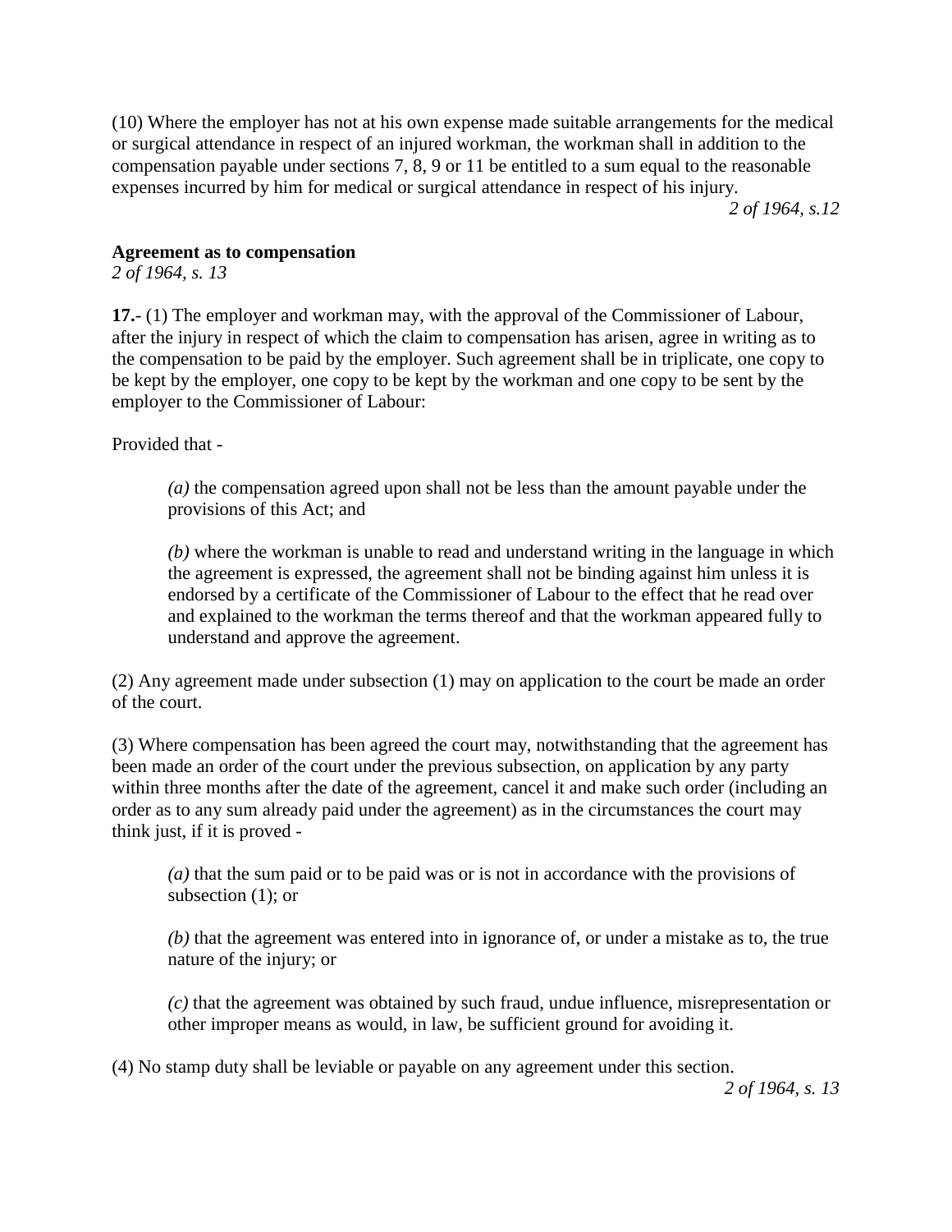(10) Where the employer has not at his own expense made suitable arrangements for the medical or surgical attendance in respect of an injured workman, the workman shall in addition to the compensation payable under sections 7, 8, 9 or 11 be entitled to a sum equal to the reasonable expenses incurred by him for medical or surgical attendance in respect of his injury.

*2 of 1964, s.12*

**Agreement as to compensation**

*2 of 1964, s. 13*

**17.**- (1) The employer and workman may, with the approval of the Commissioner of Labour, after the injury in respect of which the claim to compensation has arisen, agree in writing as to the compensation to be paid by the employer. Such agreement shall be in triplicate, one copy to be kept by the employer, one copy to be kept by the workman and one copy to be sent by the employer to the Commissioner of Labour:

Provided that -

> *(a)* the compensation agreed upon shall not be less than the amount payable under the provisions of this Act; and
>
> *(b)* where the workman is unable to read and understand writing in the language in which the agreement is expressed, the agreement shall not be binding against him unless it is endorsed by a certificate of the Commissioner of Labour to the effect that he read over and explained to the workman the terms thereof and that the workman appeared fully to understand and approve the agreement.

(2) Any agreement made under subsection (1) may on application to the court be made an order of the court.

(3) Where compensation has been agreed the court may, notwithstanding that the agreement has been made an order of the court under the previous subsection, on application by any party within three months after the date of the agreement, cancel it and make such order (including an order as to any sum already paid under the agreement) as in the circumstances the court may think just, if it is proved -

> *(a)* that the sum paid or to be paid was or is not in accordance with the provisions of subsection (1); or
>
> *(b)* that the agreement was entered into in ignorance of, or under a mistake as to, the true nature of the injury; or
>
> *(c)* that the agreement was obtained by such fraud, undue influence, misrepresentation or other improper means as would, in law, be sufficient ground for avoiding it.

(4) No stamp duty shall be leviable or payable on any agreement under this section.

*2 of 1964, s. 13*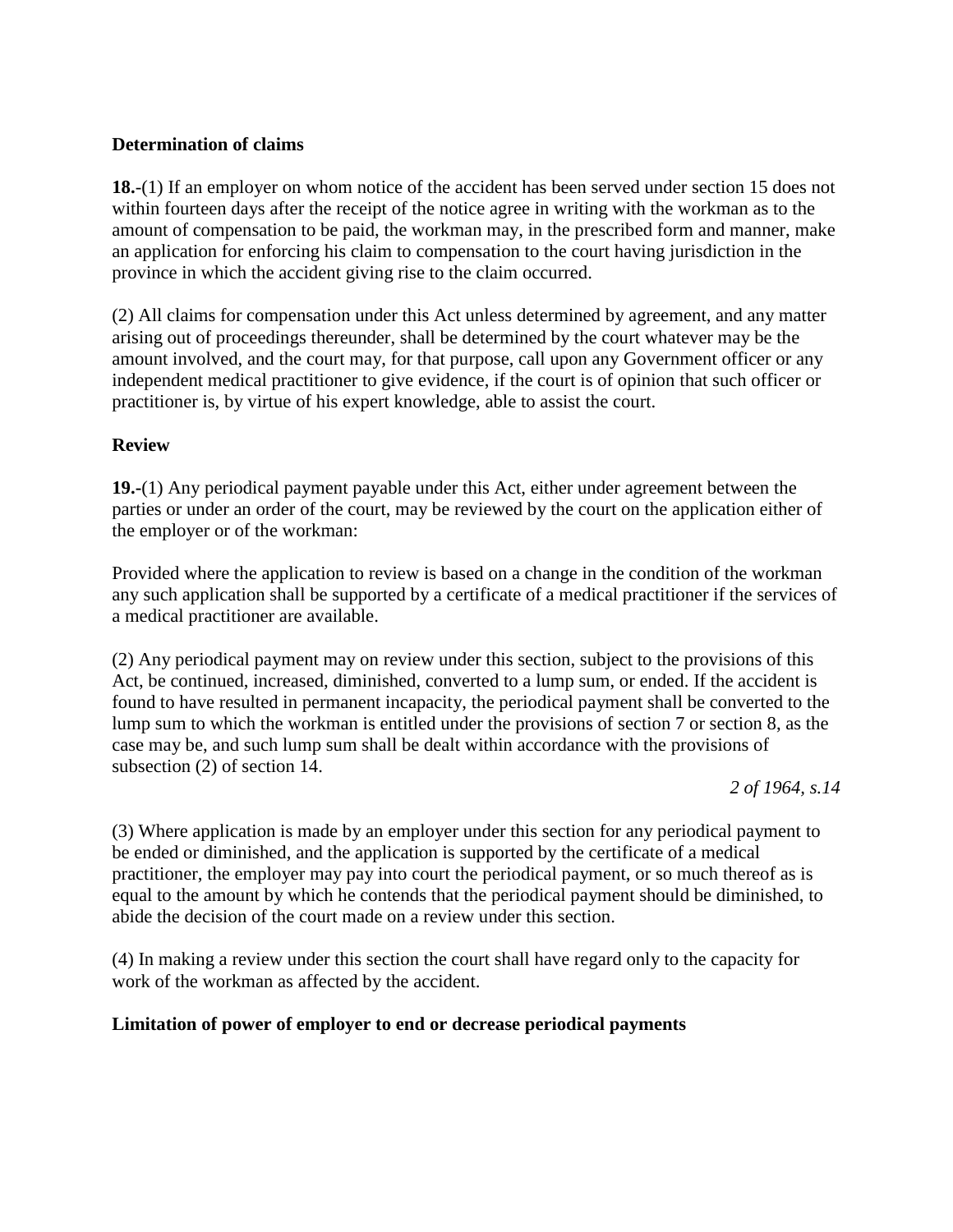**Determination of claims**

**18.**-(1) If an employer on whom notice of the accident has been served under section 15 does not within fourteen days after the receipt of the notice agree in writing with the workman as to the amount of compensation to be paid, the workman may, in the prescribed form and manner, make an application for enforcing his claim to compensation to the court having jurisdiction in the province in which the accident giving rise to the claim occurred.

(2) All claims for compensation under this Act unless determined by agreement, and any matter arising out of proceedings thereunder, shall be determined by the court whatever may be the amount involved, and the court may, for that purpose, call upon any Government officer or any independent medical practitioner to give evidence, if the court is of opinion that such officer or practitioner is, by virtue of his expert knowledge, able to assist the court.

**Review**

**19.**-(1) Any periodical payment payable under this Act, either under agreement between the parties or under an order of the court, may be reviewed by the court on the application either of the employer or of the workman:

Provided where the application to review is based on a change in the condition of the workman any such application shall be supported by a certificate of a medical practitioner if the services of a medical practitioner are available.

(2) Any periodical payment may on review under this section, subject to the provisions of this Act, be continued, increased, diminished, converted to a lump sum, or ended. If the accident is found to have resulted in permanent incapacity, the periodical payment shall be converted to the lump sum to which the workman is entitled under the provisions of section 7 or section 8, as the case may be, and such lump sum shall be dealt within accordance with the provisions of subsection (2) of section 14.

*2 of 1964, s.14*

(3) Where application is made by an employer under this section for any periodical payment to be ended or diminished, and the application is supported by the certificate of a medical practitioner, the employer may pay into court the periodical payment, or so much thereof as is equal to the amount by which he contends that the periodical payment should be diminished, to abide the decision of the court made on a review under this section.

(4) In making a review under this section the court shall have regard only to the capacity for work of the workman as affected by the accident.

**Limitation of power of employer to end or decrease periodical payments**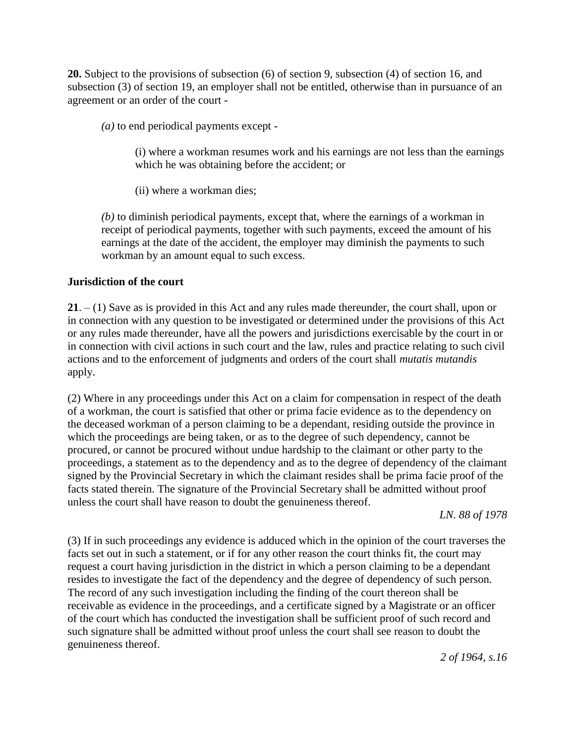**20.** Subject to the provisions of subsection (6) of section 9, subsection (4) of section 16, and subsection (3) of section 19, an employer shall not be entitled, otherwise than in pursuance of an agreement or an order of the court -

*(a)* to end periodical payments except -

(i) where a workman resumes work and his earnings are not less than the earnings which he was obtaining before the accident; or

(ii) where a workman dies;

*(b)* to diminish periodical payments, except that, where the earnings of a workman in receipt of periodical payments, together with such payments, exceed the amount of his earnings at the date of the accident, the employer may diminish the payments to such workman by an amount equal to such excess.

**Jurisdiction of the court**

**21**. – (1) Save as is provided in this Act and any rules made thereunder, the court shall, upon or in connection with any question to be investigated or determined under the provisions of this Act or any rules made thereunder, have all the powers and jurisdictions exercisable by the court in or in connection with civil actions in such court and the law, rules and practice relating to such civil actions and to the enforcement of judgments and orders of the court shall *mutatis mutandis* apply.

(2) Where in any proceedings under this Act on a claim for compensation in respect of the death of a workman, the court is satisfied that other or prima facie evidence as to the dependency on the deceased workman of a person claiming to be a dependant, residing outside the province in which the proceedings are being taken, or as to the degree of such dependency, cannot be procured, or cannot be procured without undue hardship to the claimant or other party to the proceedings, a statement as to the dependency and as to the degree of dependency of the claimant signed by the Provincial Secretary in which the claimant resides shall be prima facie proof of the facts stated therein. The signature of the Provincial Secretary shall be admitted without proof unless the court shall have reason to doubt the genuineness thereof.

*LN. 88 of 1978*

(3) If in such proceedings any evidence is adduced which in the opinion of the court traverses the facts set out in such a statement, or if for any other reason the court thinks fit, the court may request a court having jurisdiction in the district in which a person claiming to be a dependant resides to investigate the fact of the dependency and the degree of dependency of such person. The record of any such investigation including the finding of the court thereon shall be receivable as evidence in the proceedings, and a certificate signed by a Magistrate or an officer of the court which has conducted the investigation shall be sufficient proof of such record and such signature shall be admitted without proof unless the court shall see reason to doubt the genuineness thereof.

*2 of 1964, s.16*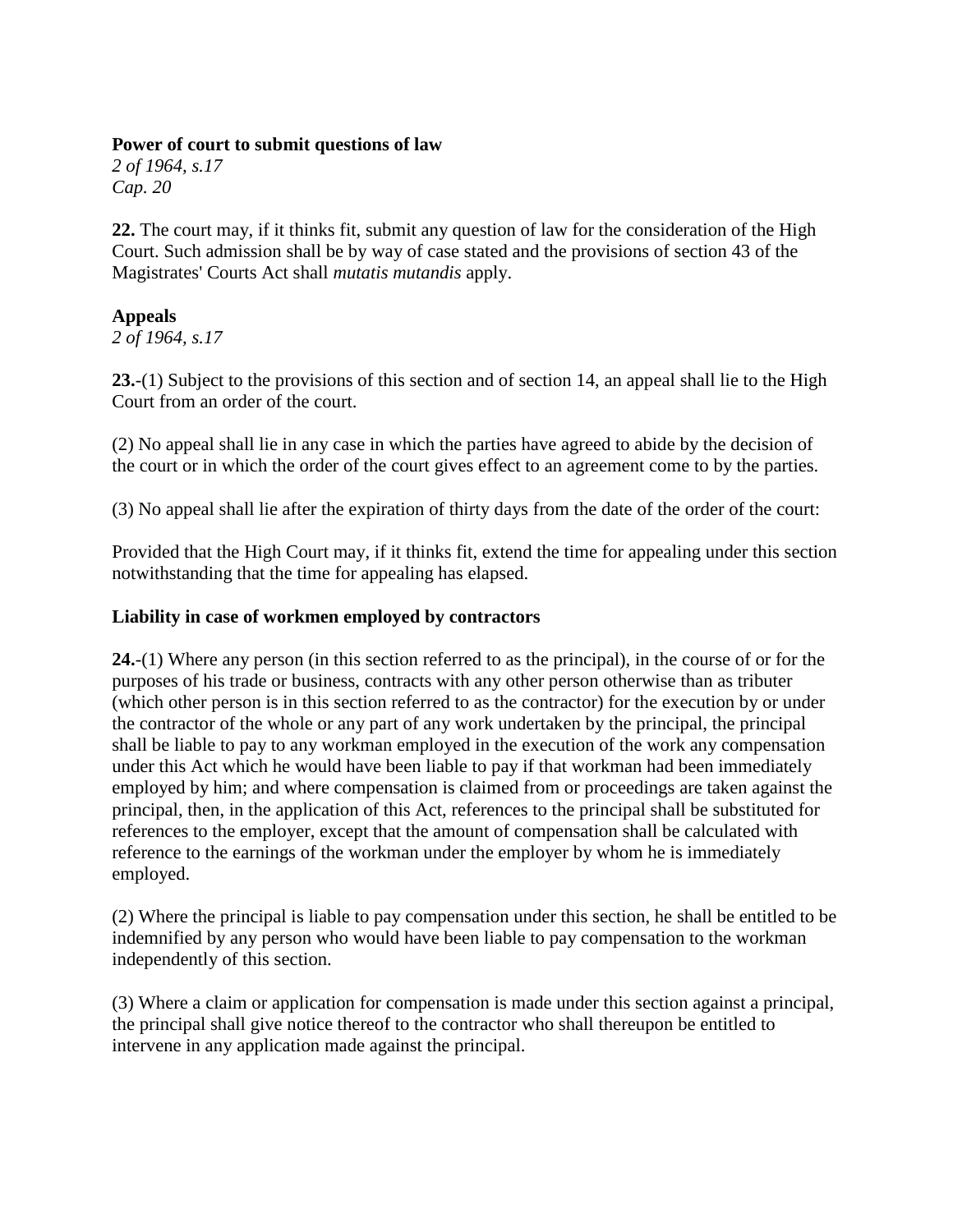**Power of court to submit questions of law**
*2 of 1964, s.17*
*Cap. 20*

**22.** The court may, if it thinks fit, submit any question of law for the consideration of the High Court. Such admission shall be by way of case stated and the provisions of section 43 of the Magistrates' Courts Act shall *mutatis mutandis* apply.

**Appeals**
*2 of 1964, s.17*

**23.**-(1) Subject to the provisions of this section and of section 14, an appeal shall lie to the High Court from an order of the court.

(2) No appeal shall lie in any case in which the parties have agreed to abide by the decision of the court or in which the order of the court gives effect to an agreement come to by the parties.

(3) No appeal shall lie after the expiration of thirty days from the date of the order of the court:

Provided that the High Court may, if it thinks fit, extend the time for appealing under this section notwithstanding that the time for appealing has elapsed.

**Liability in case of workmen employed by contractors**

**24.**-(1) Where any person (in this section referred to as the principal), in the course of or for the purposes of his trade or business, contracts with any other person otherwise than as tributer (which other person is in this section referred to as the contractor) for the execution by or under the contractor of the whole or any part of any work undertaken by the principal, the principal shall be liable to pay to any workman employed in the execution of the work any compensation under this Act which he would have been liable to pay if that workman had been immediately employed by him; and where compensation is claimed from or proceedings are taken against the principal, then, in the application of this Act, references to the principal shall be substituted for references to the employer, except that the amount of compensation shall be calculated with reference to the earnings of the workman under the employer by whom he is immediately employed.

(2) Where the principal is liable to pay compensation under this section, he shall be entitled to be indemnified by any person who would have been liable to pay compensation to the workman independently of this section.

(3) Where a claim or application for compensation is made under this section against a principal, the principal shall give notice thereof to the contractor who shall thereupon be entitled to intervene in any application made against the principal.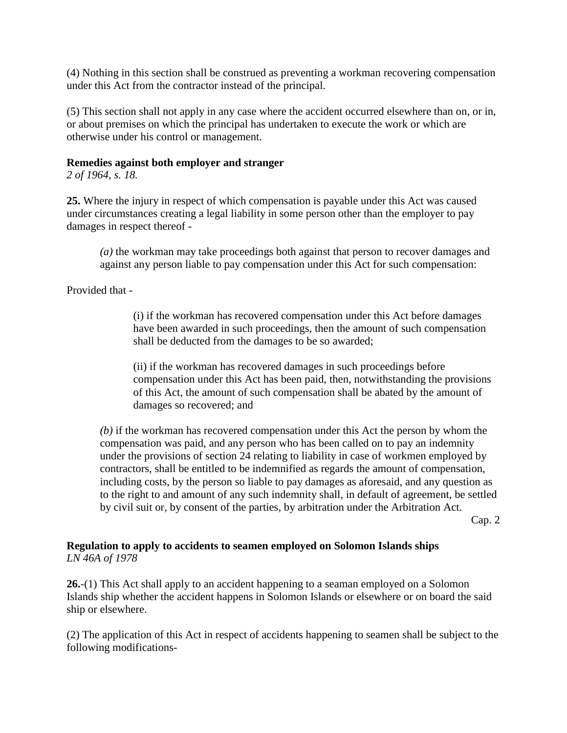(4) Nothing in this section shall be construed as preventing a workman recovering compensation under this Act from the contractor instead of the principal.

(5) This section shall not apply in any case where the accident occurred elsewhere than on, or in, or about premises on which the principal has undertaken to execute the work or which are otherwise under his control or management.

**Remedies against both employer and stranger**
*2 of 1964, s. 18.*

**25.** Where the injury in respect of which compensation is payable under this Act was caused under circumstances creating a legal liability in some person other than the employer to pay damages in respect thereof -

*(a)* the workman may take proceedings both against that person to recover damages and against any person liable to pay compensation under this Act for such compensation:

Provided that -

(i) if the workman has recovered compensation under this Act before damages have been awarded in such proceedings, then the amount of such compensation shall be deducted from the damages to be so awarded;

(ii) if the workman has recovered damages in such proceedings before compensation under this Act has been paid, then, notwithstanding the provisions of this Act, the amount of such compensation shall be abated by the amount of damages so recovered; and

*(b)* if the workman has recovered compensation under this Act the person by whom the compensation was paid, and any person who has been called on to pay an indemnity under the provisions of section 24 relating to liability in case of workmen employed by contractors, shall be entitled to be indemnified as regards the amount of compensation, including costs, by the person so liable to pay damages as aforesaid, and any question as to the right to and amount of any such indemnity shall, in default of agreement, be settled by civil suit or, by consent of the parties, by arbitration under the Arbitration Act.

Cap. 2

**Regulation to apply to accidents to seamen employed on Solomon Islands ships**
*LN 46A of 1978*

**26.**-(1) This Act shall apply to an accident happening to a seaman employed on a Solomon Islands ship whether the accident happens in Solomon Islands or elsewhere or on board the said ship or elsewhere.

(2) The application of this Act in respect of accidents happening to seamen shall be subject to the following modifications-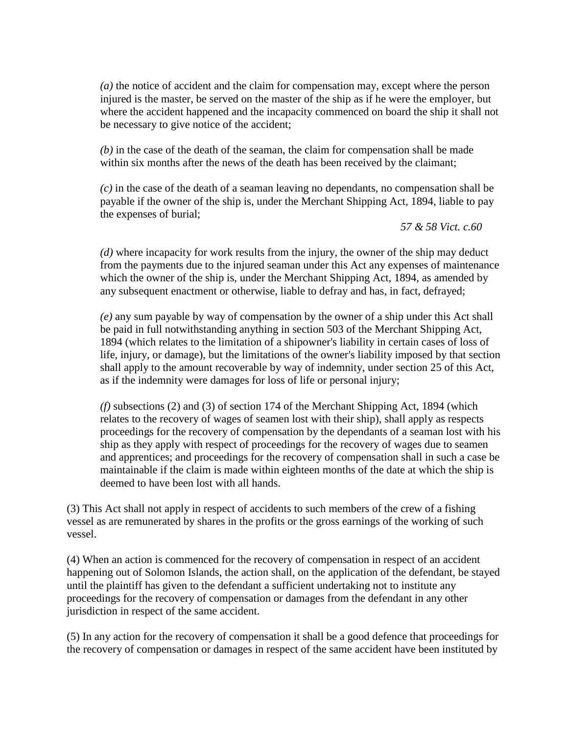*(a)* the notice of accident and the claim for compensation may, except where the person injured is the master, be served on the master of the ship as if he were the employer, but where the accident happened and the incapacity commenced on board the ship it shall not be necessary to give notice of the accident;

*(b)* in the case of the death of the seaman, the claim for compensation shall be made within six months after the news of the death has been received by the claimant;

*(c)* in the case of the death of a seaman leaving no dependants, no compensation shall be payable if the owner of the ship is, under the Merchant Shipping Act, 1894, liable to pay the expenses of burial;

*57 & 58 Vict. c.60*

*(d)* where incapacity for work results from the injury, the owner of the ship may deduct from the payments due to the injured seaman under this Act any expenses of maintenance which the owner of the ship is, under the Merchant Shipping Act, 1894, as amended by any subsequent enactment or otherwise, liable to defray and has, in fact, defrayed;

*(e)* any sum payable by way of compensation by the owner of a ship under this Act shall be paid in full notwithstanding anything in section 503 of the Merchant Shipping Act, 1894 (which relates to the limitation of a shipowner's liability in certain cases of loss of life, injury, or damage), but the limitations of the owner's liability imposed by that section shall apply to the amount recoverable by way of indemnity, under section 25 of this Act, as if the indemnity were damages for loss of life or personal injury;

*(f)* subsections (2) and (3) of section 174 of the Merchant Shipping Act, 1894 (which relates to the recovery of wages of seamen lost with their ship), shall apply as respects proceedings for the recovery of compensation by the dependants of a seaman lost with his ship as they apply with respect of proceedings for the recovery of wages due to seamen and apprentices; and proceedings for the recovery of compensation shall in such a case be maintainable if the claim is made within eighteen months of the date at which the ship is deemed to have been lost with all hands.

(3) This Act shall not apply in respect of accidents to such members of the crew of a fishing vessel as are remunerated by shares in the profits or the gross earnings of the working of such vessel.

(4) When an action is commenced for the recovery of compensation in respect of an accident happening out of Solomon Islands, the action shall, on the application of the defendant, be stayed until the plaintiff has given to the defendant a sufficient undertaking not to institute any proceedings for the recovery of compensation or damages from the defendant in any other jurisdiction in respect of the same accident.

(5) In any action for the recovery of compensation it shall be a good defence that proceedings for the recovery of compensation or damages in respect of the same accident have been instituted by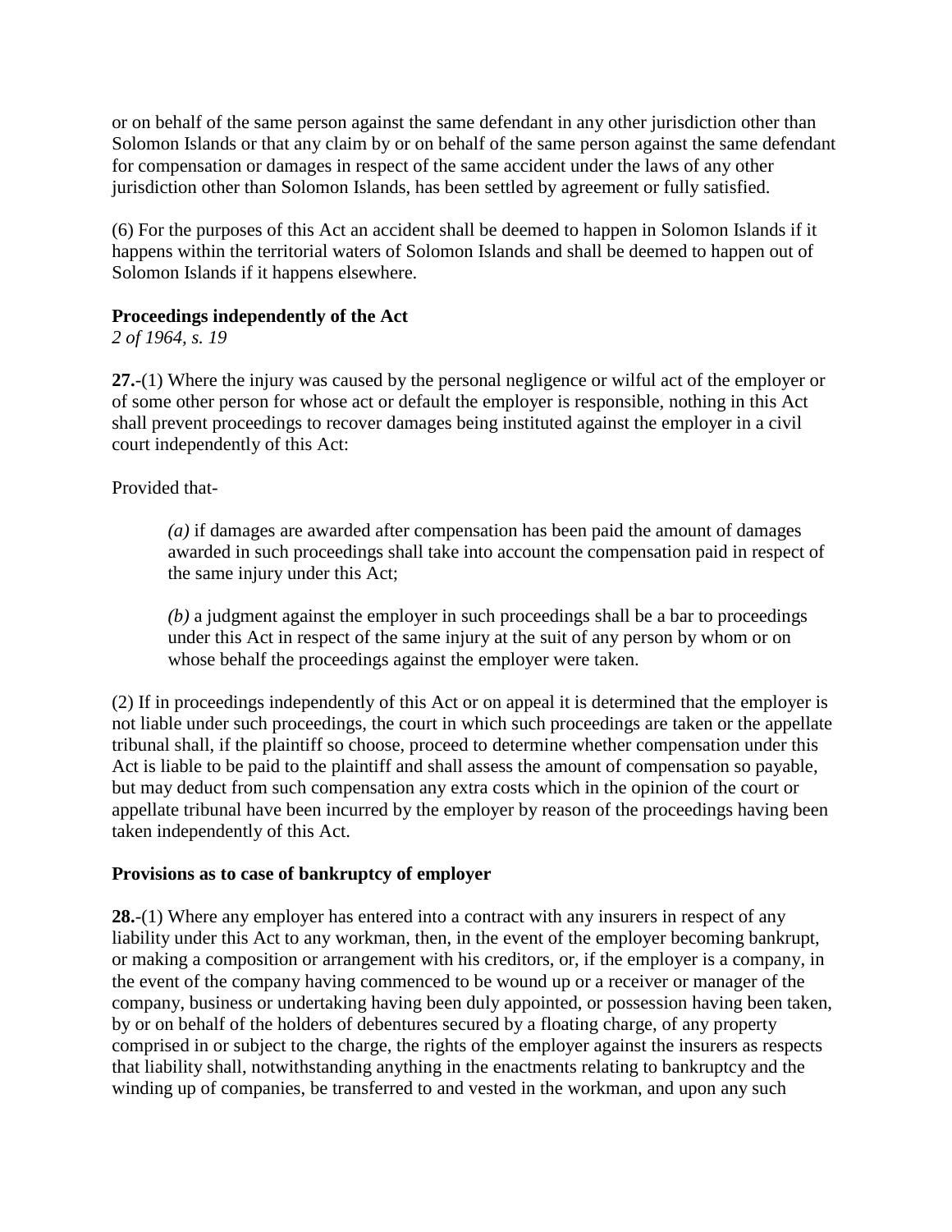or on behalf of the same person against the same defendant in any other jurisdiction other than Solomon Islands or that any claim by or on behalf of the same person against the same defendant for compensation or damages in respect of the same accident under the laws of any other jurisdiction other than Solomon Islands, has been settled by agreement or fully satisfied.

(6) For the purposes of this Act an accident shall be deemed to happen in Solomon Islands if it happens within the territorial waters of Solomon Islands and shall be deemed to happen out of Solomon Islands if it happens elsewhere.

**Proceedings independently of the Act**
*2 of 1964, s. 19*

**27.**-(1) Where the injury was caused by the personal negligence or wilful act of the employer or of some other person for whose act or default the employer is responsible, nothing in this Act shall prevent proceedings to recover damages being instituted against the employer in a civil court independently of this Act:

Provided that-

> *(a)* if damages are awarded after compensation has been paid the amount of damages awarded in such proceedings shall take into account the compensation paid in respect of the same injury under this Act;
>
> *(b)* a judgment against the employer in such proceedings shall be a bar to proceedings under this Act in respect of the same injury at the suit of any person by whom or on whose behalf the proceedings against the employer were taken.

(2) If in proceedings independently of this Act or on appeal it is determined that the employer is not liable under such proceedings, the court in which such proceedings are taken or the appellate tribunal shall, if the plaintiff so choose, proceed to determine whether compensation under this Act is liable to be paid to the plaintiff and shall assess the amount of compensation so payable, but may deduct from such compensation any extra costs which in the opinion of the court or appellate tribunal have been incurred by the employer by reason of the proceedings having been taken independently of this Act.

**Provisions as to case of bankruptcy of employer**

**28.**-(1) Where any employer has entered into a contract with any insurers in respect of any liability under this Act to any workman, then, in the event of the employer becoming bankrupt, or making a composition or arrangement with his creditors, or, if the employer is a company, in the event of the company having commenced to be wound up or a receiver or manager of the company, business or undertaking having been duly appointed, or possession having been taken, by or on behalf of the holders of debentures secured by a floating charge, of any property comprised in or subject to the charge, the rights of the employer against the insurers as respects that liability shall, notwithstanding anything in the enactments relating to bankruptcy and the winding up of companies, be transferred to and vested in the workman, and upon any such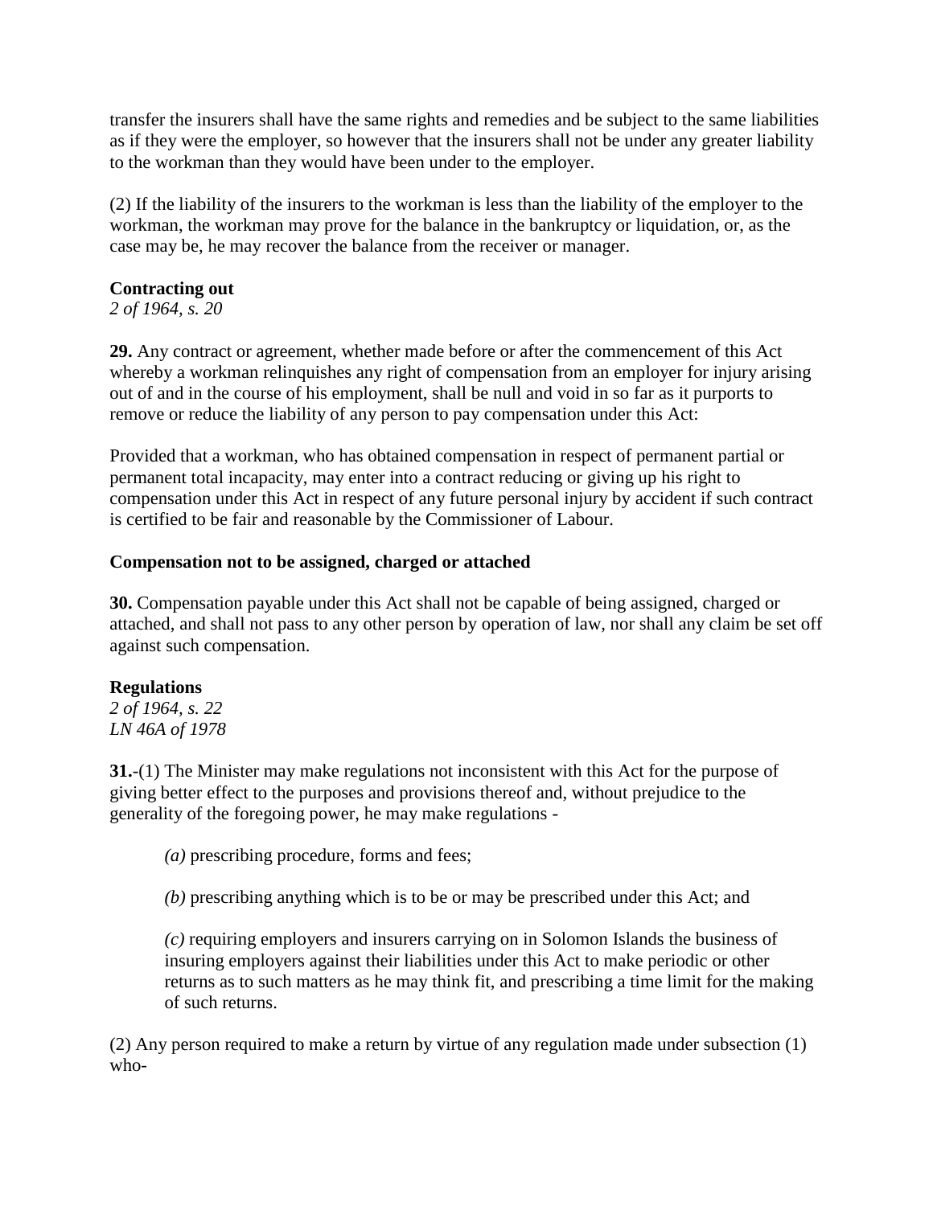transfer the insurers shall have the same rights and remedies and be subject to the same liabilities as if they were the employer, so however that the insurers shall not be under any greater liability to the workman than they would have been under to the employer.

(2) If the liability of the insurers to the workman is less than the liability of the employer to the workman, the workman may prove for the balance in the bankruptcy or liquidation, or, as the case may be, he may recover the balance from the receiver or manager.

**Contracting out**
*2 of 1964, s. 20*

**29.** Any contract or agreement, whether made before or after the commencement of this Act whereby a workman relinquishes any right of compensation from an employer for injury arising out of and in the course of his employment, shall be null and void in so far as it purports to remove or reduce the liability of any person to pay compensation under this Act:

Provided that a workman, who has obtained compensation in respect of permanent partial or permanent total incapacity, may enter into a contract reducing or giving up his right to compensation under this Act in respect of any future personal injury by accident if such contract is certified to be fair and reasonable by the Commissioner of Labour.

**Compensation not to be assigned, charged or attached**

**30.** Compensation payable under this Act shall not be capable of being assigned, charged or attached, and shall not pass to any other person by operation of law, nor shall any claim be set off against such compensation.

**Regulations**
*2 of 1964, s. 22*
*LN 46A of 1978*

**31.**-(1) The Minister may make regulations not inconsistent with this Act for the purpose of giving better effect to the purposes and provisions thereof and, without prejudice to the generality of the foregoing power, he may make regulations -

> *(a)* prescribing procedure, forms and fees;
>
> *(b)* prescribing anything which is to be or may be prescribed under this Act; and
>
> *(c)* requiring employers and insurers carrying on in Solomon Islands the business of insuring employers against their liabilities under this Act to make periodic or other returns as to such matters as he may think fit, and prescribing a time limit for the making of such returns.

(2) Any person required to make a return by virtue of any regulation made under subsection (1) who-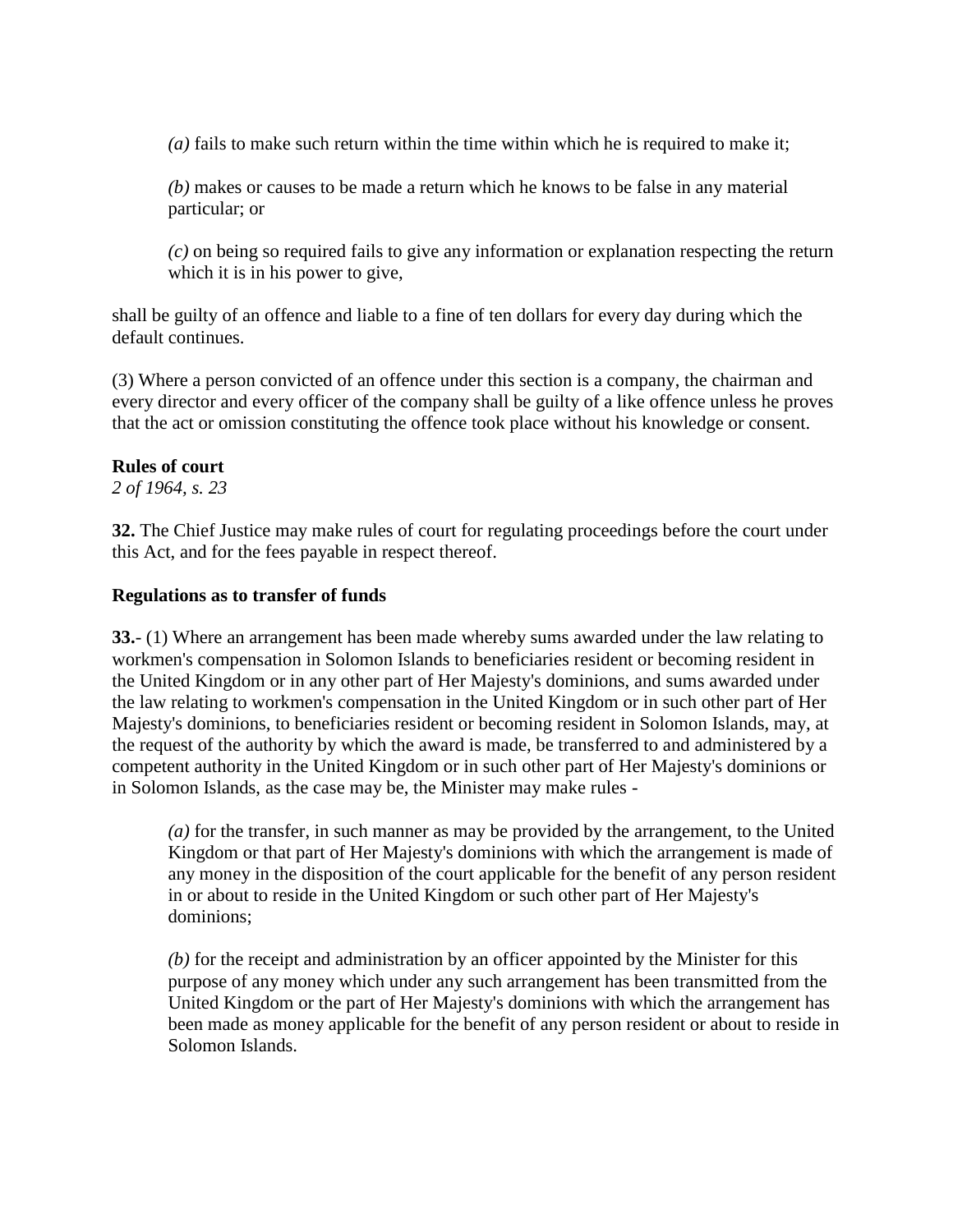*(a)* fails to make such return within the time within which he is required to make it;

*(b)* makes or causes to be made a return which he knows to be false in any material particular; or

*(c)* on being so required fails to give any information or explanation respecting the return which it is in his power to give,

shall be guilty of an offence and liable to a fine of ten dollars for every day during which the default continues.

(3) Where a person convicted of an offence under this section is a company, the chairman and every director and every officer of the company shall be guilty of a like offence unless he proves that the act or omission constituting the offence took place without his knowledge or consent.

**Rules of court**
*2 of 1964, s. 23*

**32.** The Chief Justice may make rules of court for regulating proceedings before the court under this Act, and for the fees payable in respect thereof.

**Regulations as to transfer of funds**

**33.-** (1) Where an arrangement has been made whereby sums awarded under the law relating to workmen's compensation in Solomon Islands to beneficiaries resident or becoming resident in the United Kingdom or in any other part of Her Majesty's dominions, and sums awarded under the law relating to workmen's compensation in the United Kingdom or in such other part of Her Majesty's dominions, to beneficiaries resident or becoming resident in Solomon Islands, may, at the request of the authority by which the award is made, be transferred to and administered by a competent authority in the United Kingdom or in such other part of Her Majesty's dominions or in Solomon Islands, as the case may be, the Minister may make rules -

*(a)* for the transfer, in such manner as may be provided by the arrangement, to the United Kingdom or that part of Her Majesty's dominions with which the arrangement is made of any money in the disposition of the court applicable for the benefit of any person resident in or about to reside in the United Kingdom or such other part of Her Majesty's dominions;

*(b)* for the receipt and administration by an officer appointed by the Minister for this purpose of any money which under any such arrangement has been transmitted from the United Kingdom or the part of Her Majesty's dominions with which the arrangement has been made as money applicable for the benefit of any person resident or about to reside in Solomon Islands.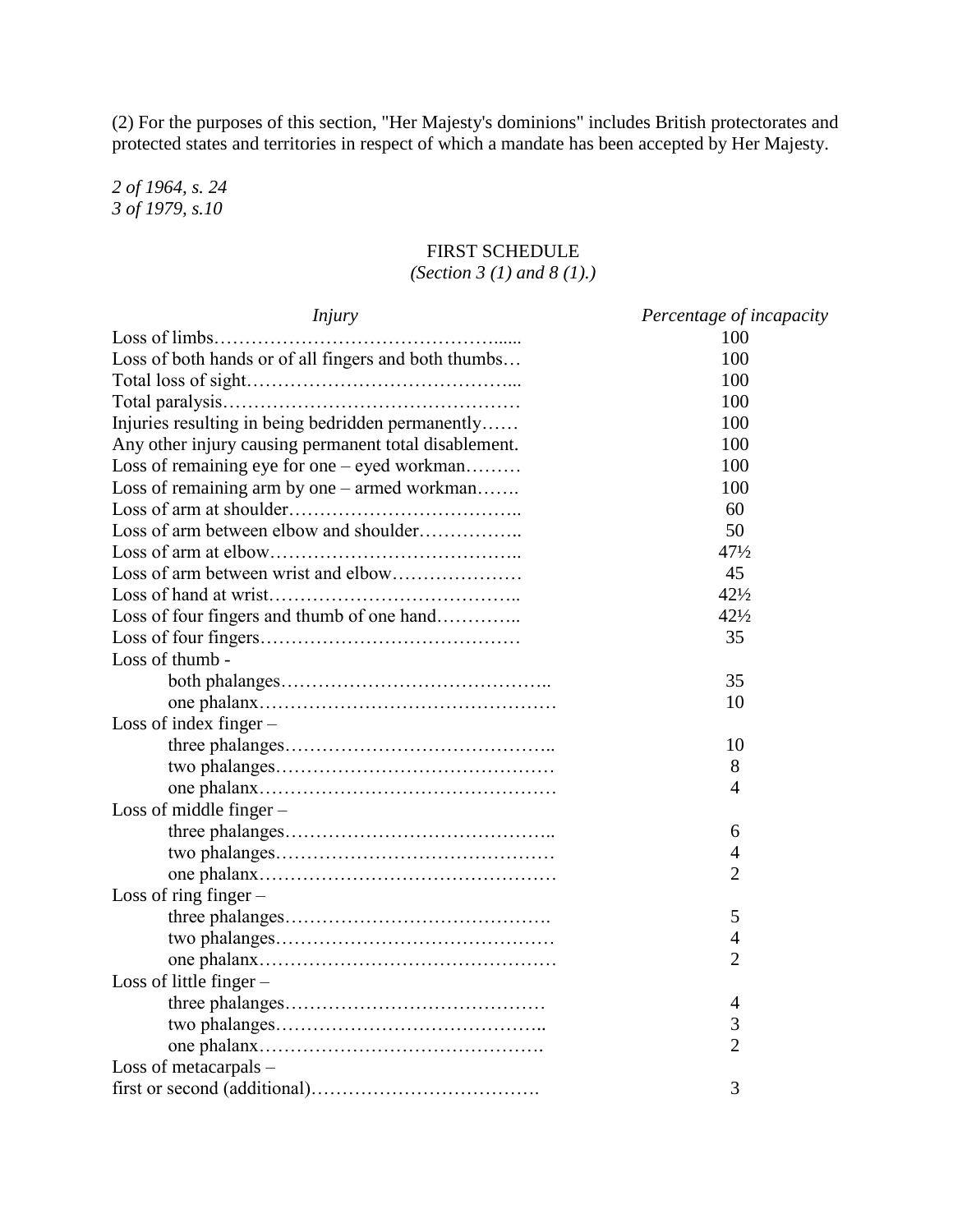(2) For the purposes of this section, "Her Majesty's dominions" includes British protectorates and protected states and territories in respect of which a mandate has been accepted by Her Majesty.

*2 of 1964, s. 24*
*3 of 1979, s.10*

## FIRST SCHEDULE

*(Section 3 (1) and 8 (1).)*

| *Injury* | *Percentage of incapacity* |
|---|---|
| Loss of limbs | 100 |
| Loss of both hands or of all fingers and both thumbs | 100 |
| Total loss of sight | 100 |
| Total paralysis | 100 |
| Injuries resulting in being bedridden permanently | 100 |
| Any other injury causing permanent total disablement. | 100 |
| Loss of remaining eye for one – eyed workman | 100 |
| Loss of remaining arm by one – armed workman | 100 |
| Loss of arm at shoulder | 60 |
| Loss of arm between elbow and shoulder | 50 |
| Loss of arm at elbow | 47½ |
| Loss of arm between wrist and elbow | 45 |
| Loss of hand at wrist | 42½ |
| Loss of four fingers and thumb of one hand | 42½ |
| Loss of four fingers | 35 |
| Loss of thumb - | |
| both phalanges | 35 |
| one phalanx | 10 |
| Loss of index finger – | |
| three phalanges | 10 |
| two phalanges | 8 |
| one phalanx | 4 |
| Loss of middle finger – | |
| three phalanges | 6 |
| two phalanges | 4 |
| one phalanx | 2 |
| Loss of ring finger – | |
| three phalanges | 5 |
| two phalanges | 4 |
| one phalanx | 2 |
| Loss of little finger – | |
| three phalanges | 4 |
| two phalanges | 3 |
| one phalanx | 2 |
| Loss of metacarpals – | |
| first or second (additional) | 3 |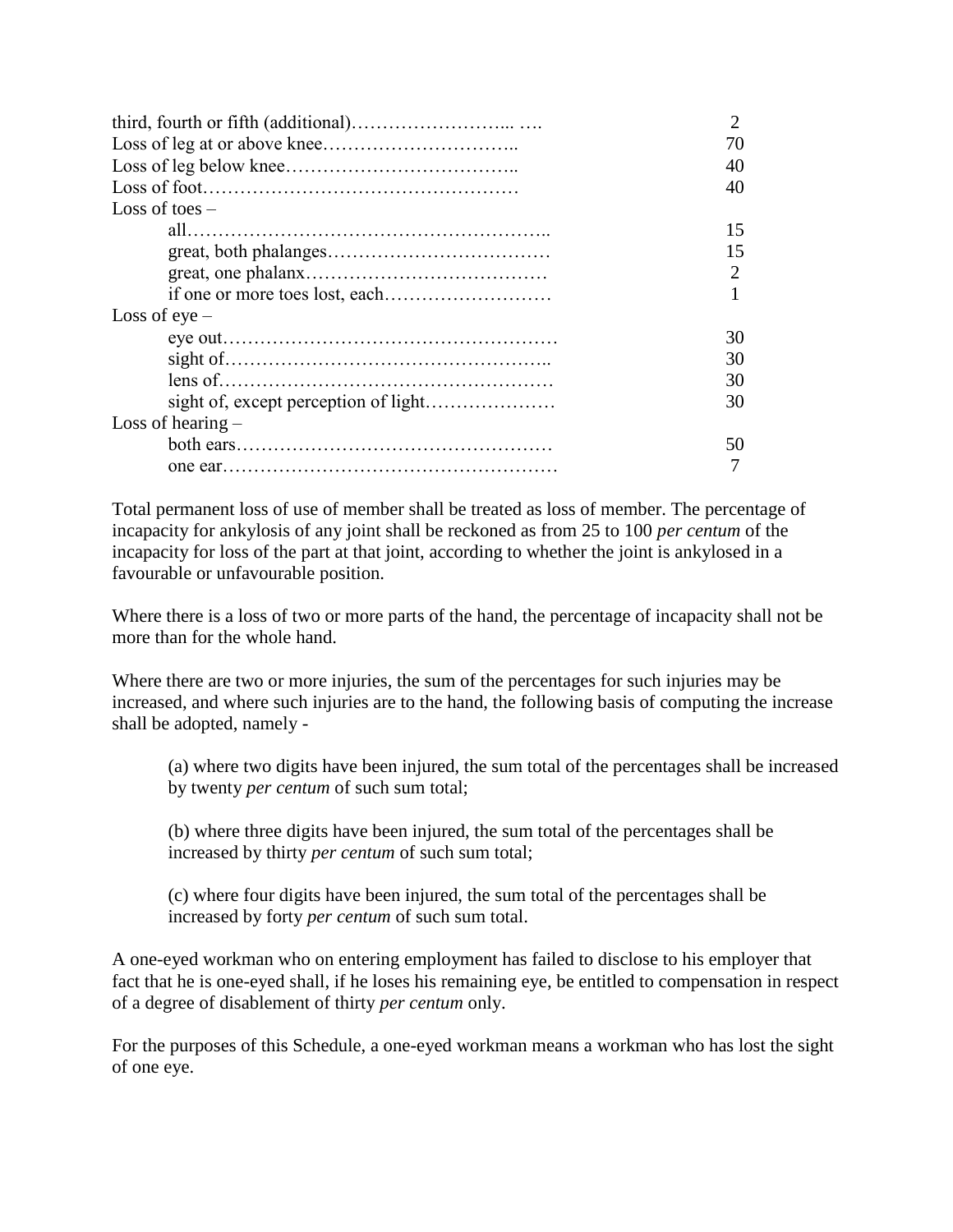| | |
|---|---|
| third, fourth or fifth (additional)…………………….. …. | 2 |
| Loss of leg at or above knee………………………….. | 70 |
| Loss of leg below knee……………………………….. | 40 |
| Loss of foot…………………………………………… | 40 |
| Loss of toes – | |
| all……………………………………………….. | 15 |
| great, both phalanges……………………………… | 15 |
| great, one phalanx………………………………… | 2 |
| if one or more toes lost, each……………………… | 1 |
| Loss of eye – | |
| eye out……………………………………………… | 30 |
| sight of…………………………………………….. | 30 |
| lens of……………………………………………… | 30 |
| sight of, except perception of light………………… | 30 |
| Loss of hearing – | |
| both ears…………………………………………… | 50 |
| one ear……………………………………………… | 7 |

Total permanent loss of use of member shall be treated as loss of member. The percentage of incapacity for ankylosis of any joint shall be reckoned as from 25 to 100 *per centum* of the incapacity for loss of the part at that joint, according to whether the joint is ankylosed in a favourable or unfavourable position.

Where there is a loss of two or more parts of the hand, the percentage of incapacity shall not be more than for the whole hand.

Where there are two or more injuries, the sum of the percentages for such injuries may be increased, and where such injuries are to the hand, the following basis of computing the increase shall be adopted, namely -

(a) where two digits have been injured, the sum total of the percentages shall be increased by twenty *per centum* of such sum total;

(b) where three digits have been injured, the sum total of the percentages shall be increased by thirty *per centum* of such sum total;

(c) where four digits have been injured, the sum total of the percentages shall be increased by forty *per centum* of such sum total.

A one-eyed workman who on entering employment has failed to disclose to his employer that fact that he is one-eyed shall, if he loses his remaining eye, be entitled to compensation in respect of a degree of disablement of thirty *per centum* only.

For the purposes of this Schedule, a one-eyed workman means a workman who has lost the sight of one eye.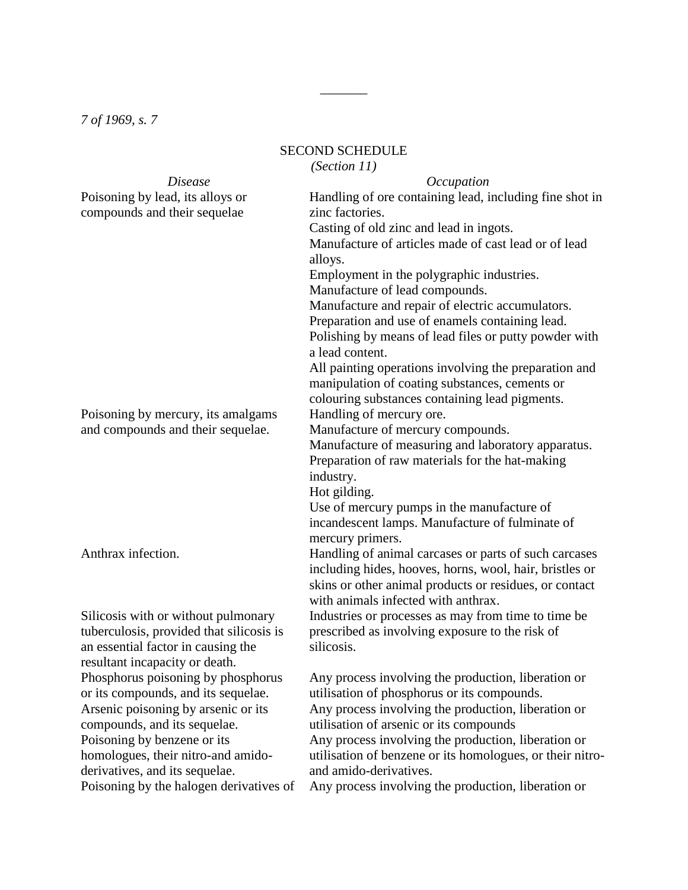_______

*7 of 1969, s. 7*

## SECOND SCHEDULE

*(Section 11)*

| *Disease* | *Occupation* |
|---|---|
| Poisoning by lead, its alloys or compounds and their sequelae | Handling of ore containing lead, including fine shot in zinc factories.<br>Casting of old zinc and lead in ingots.<br>Manufacture of articles made of cast lead or of lead alloys.<br>Employment in the polygraphic industries.<br>Manufacture of lead compounds.<br>Manufacture and repair of electric accumulators.<br>Preparation and use of enamels containing lead.<br>Polishing by means of lead files or putty powder with a lead content.<br>All painting operations involving the preparation and manipulation of coating substances, cements or colouring substances containing lead pigments. |
| Poisoning by mercury, its amalgams and compounds and their sequelae. | Handling of mercury ore.<br>Manufacture of mercury compounds.<br>Manufacture of measuring and laboratory apparatus.<br>Preparation of raw materials for the hat-making industry.<br>Hot gilding.<br>Use of mercury pumps in the manufacture of incandescent lamps. Manufacture of fulminate of mercury primers. |
| Anthrax infection. | Handling of animal carcases or parts of such carcases including hides, hooves, horns, wool, hair, bristles or skins or other animal products or residues, or contact with animals infected with anthrax. |
| Silicosis with or without pulmonary tuberculosis, provided that silicosis is an essential factor in causing the resultant incapacity or death. | Industries or processes as may from time to time be prescribed as involving exposure to the risk of silicosis. |
| Phosphorus poisoning by phosphorus or its compounds, and its sequelae. | Any process involving the production, liberation or utilisation of phosphorus or its compounds. |
| Arsenic poisoning by arsenic or its compounds, and its sequelae. | Any process involving the production, liberation or utilisation of arsenic or its compounds |
| Poisoning by benzene or its homologues, their nitro-and amido-derivatives, and its sequelae. | Any process involving the production, liberation or utilisation of benzene or its homologues, or their nitro-and amido-derivatives. |
| Poisoning by the halogen derivatives of | Any process involving the production, liberation or |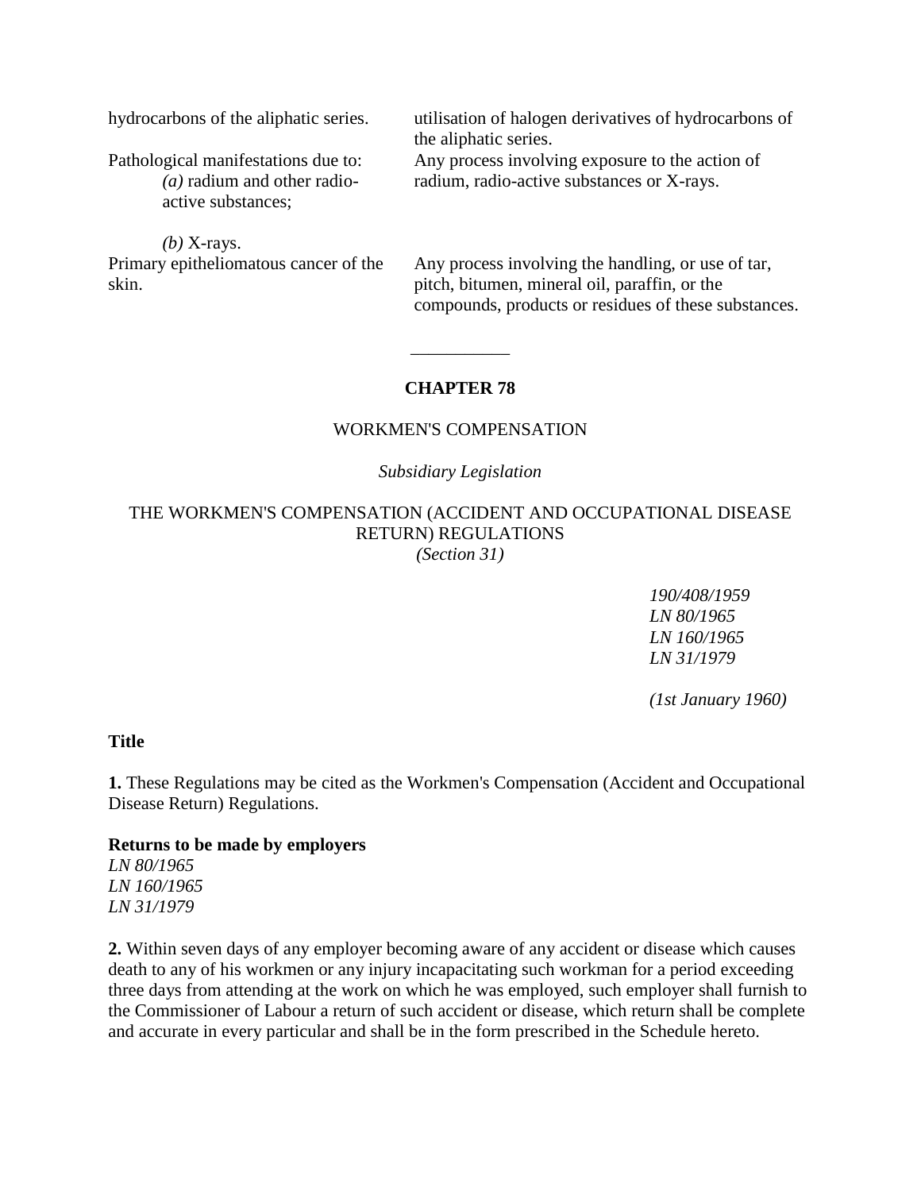| | |
|---|---|
| hydrocarbons of the aliphatic series. | utilisation of halogen derivatives of hydrocarbons of the aliphatic series. |
| Pathological manifestations due to: *(a)* radium and other radio-active substances; *(b)* X-rays. | Any process involving exposure to the action of radium, radio-active substances or X-rays. |
| Primary epitheliomatous cancer of the skin. | Any process involving the handling, or use of tar, pitch, bitumen, mineral oil, paraffin, or the compounds, products or residues of these substances. |

---

## CHAPTER 78

WORKMEN'S COMPENSATION

*Subsidiary Legislation*

### THE WORKMEN'S COMPENSATION (ACCIDENT AND OCCUPATIONAL DISEASE RETURN) REGULATIONS

*(Section 31)*

*190/408/1959*
*LN 80/1965*
*LN 160/1965*
*LN 31/1979*

*(1st January 1960)*

**Title**

**1.** These Regulations may be cited as the Workmen's Compensation (Accident and Occupational Disease Return) Regulations.

**Returns to be made by employers**
*LN 80/1965*
*LN 160/1965*
*LN 31/1979*

**2.** Within seven days of any employer becoming aware of any accident or disease which causes death to any of his workmen or any injury incapacitating such workman for a period exceeding three days from attending at the work on which he was employed, such employer shall furnish to the Commissioner of Labour a return of such accident or disease, which return shall be complete and accurate in every particular and shall be in the form prescribed in the Schedule hereto.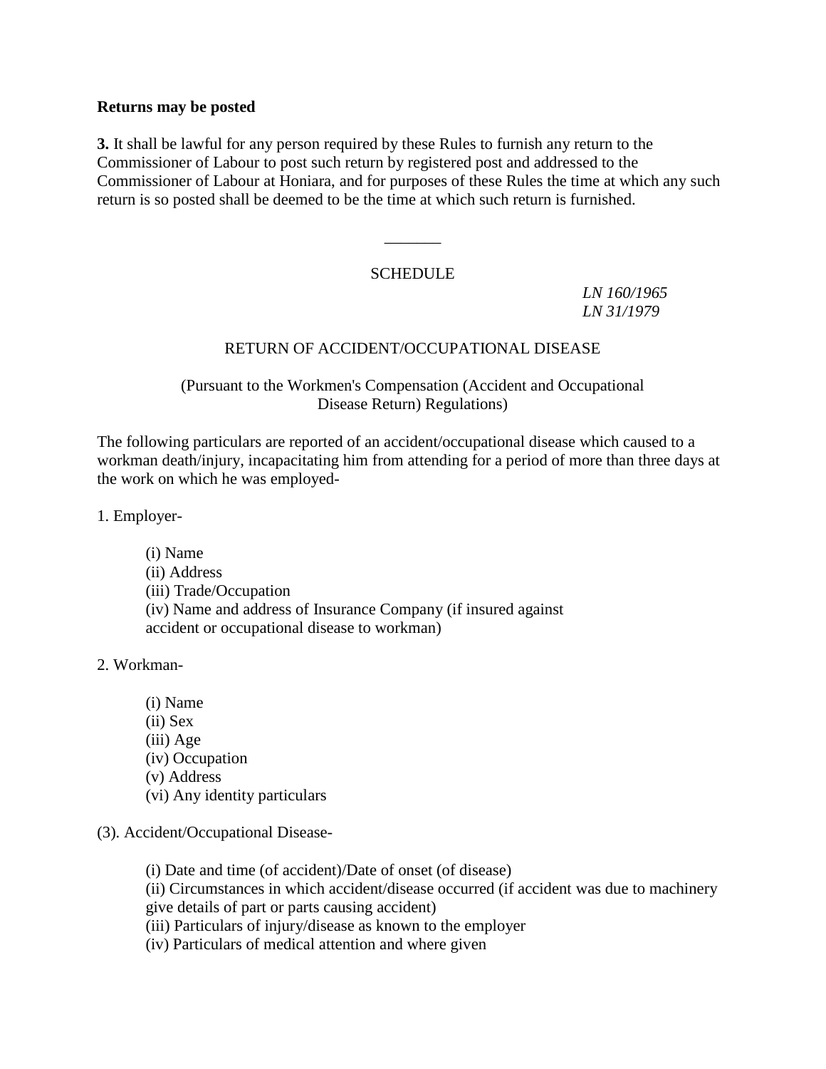**Returns may be posted**

**3.** It shall be lawful for any person required by these Rules to furnish any return to the Commissioner of Labour to post such return by registered post and addressed to the Commissioner of Labour at Honiara, and for purposes of these Rules the time at which any such return is so posted shall be deemed to be the time at which such return is furnished.

_______

SCHEDULE

*LN 160/1965*
*LN 31/1979*

RETURN OF ACCIDENT/OCCUPATIONAL DISEASE

(Pursuant to the Workmen's Compensation (Accident and Occupational Disease Return) Regulations)

The following particulars are reported of an accident/occupational disease which caused to a workman death/injury, incapacitating him from attending for a period of more than three days at the work on which he was employed-

1. Employer-

(i) Name
(ii) Address
(iii) Trade/Occupation
(iv) Name and address of Insurance Company (if insured against accident or occupational disease to workman)

2. Workman-

(i) Name
(ii) Sex
(iii) Age
(iv) Occupation
(v) Address
(vi) Any identity particulars

(3). Accident/Occupational Disease-

(i) Date and time (of accident)/Date of onset (of disease)
(ii) Circumstances in which accident/disease occurred (if accident was due to machinery give details of part or parts causing accident)
(iii) Particulars of injury/disease as known to the employer
(iv) Particulars of medical attention and where given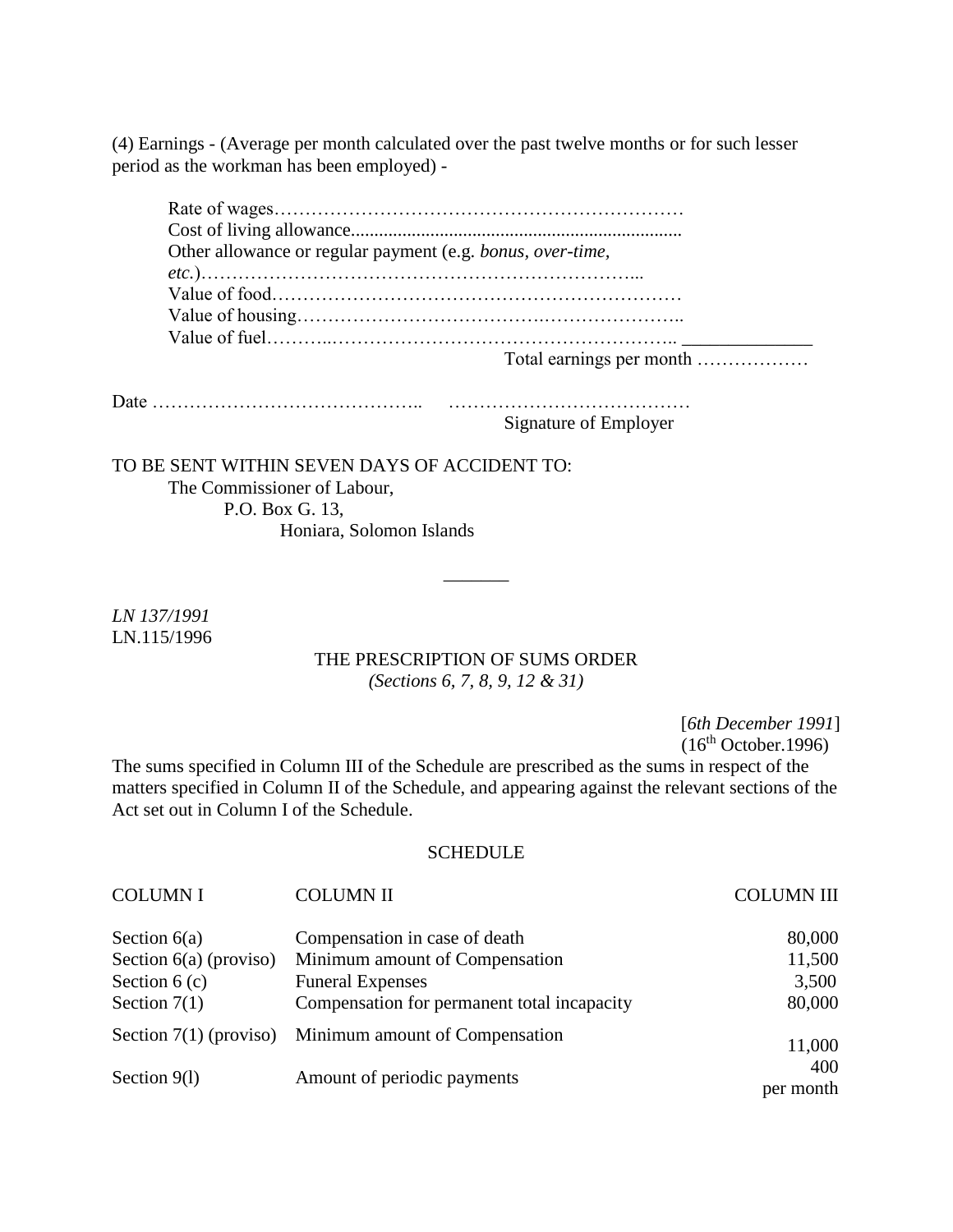(4) Earnings - (Average per month calculated over the past twelve months or for such lesser period as the workman has been employed) -

Rate of wages…………………………………………………………
Cost of living allowance......................................................................
Other allowance or regular payment (e.g. *bonus, over-time, etc.*)…………………………………………………………...
Value of food…………………………………………………………
Value of housing…………………………………..…………………..
Value of fuel………..………………………………………………….. ______________

Total earnings per month ………………

Date ……………………………………..      …………………………………

Signature of Employer

TO BE SENT WITHIN SEVEN DAYS OF ACCIDENT TO:

The Commissioner of Labour,
P.O. Box G. 13,
Honiara, Solomon Islands

_______

*LN 137/1991*
LN.115/1996

THE PRESCRIPTION OF SUMS ORDER
*(Sections 6, 7, 8, 9, 12 & 31)*

[*6th December 1991*]
(16th October.1996)

The sums specified in Column III of the Schedule are prescribed as the sums in respect of the matters specified in Column II of the Schedule, and appearing against the relevant sections of the Act set out in Column I of the Schedule.

SCHEDULE

| COLUMN I | COLUMN II | COLUMN III |
|---|---|---|
| Section 6(a) | Compensation in case of death | 80,000 |
| Section 6(a) (proviso) | Minimum amount of Compensation | 11,500 |
| Section 6 (c) | Funeral Expenses | 3,500 |
| Section 7(1) | Compensation for permanent total incapacity | 80,000 |
| Section 7(1) (proviso) | Minimum amount of Compensation | 11,000 |
| Section 9(l) | Amount of periodic payments | 400 per month |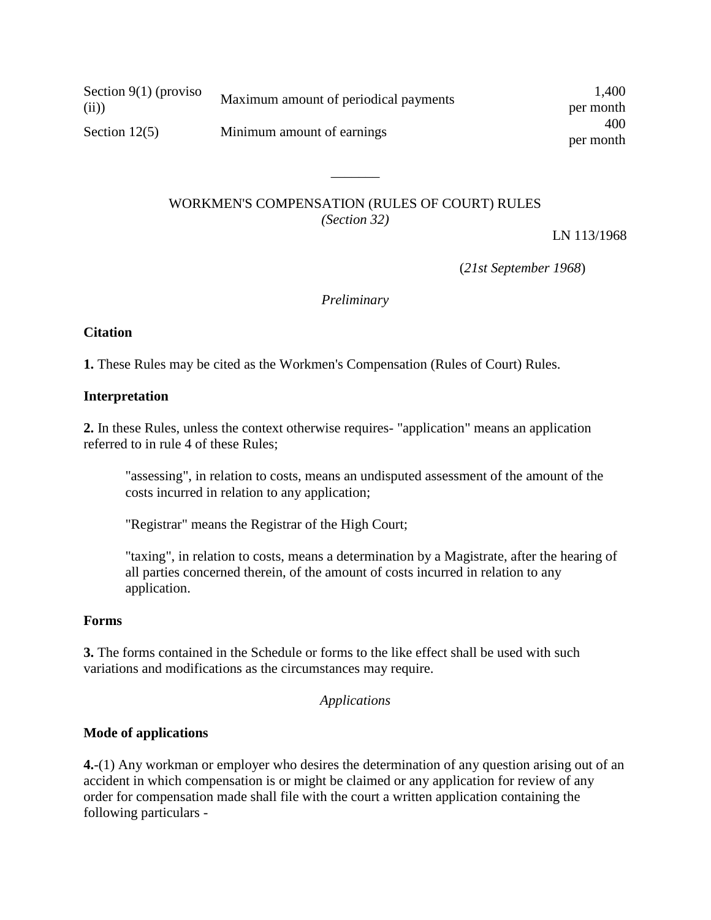| | | |
|---|---|---|
| Section 9(1) (proviso (ii)) | Maximum amount of periodical payments | 1,400 per month |
| Section 12(5) | Minimum amount of earnings | 400 per month |

\_\_\_\_\_\_\_

WORKMEN'S COMPENSATION (RULES OF COURT) RULES
*(Section 32)*

LN 113/1968

(*21st September 1968*)

*Preliminary*

**Citation**

**1.** These Rules may be cited as the Workmen's Compensation (Rules of Court) Rules.

**Interpretation**

**2.** In these Rules, unless the context otherwise requires- "application" means an application referred to in rule 4 of these Rules;

"assessing", in relation to costs, means an undisputed assessment of the amount of the costs incurred in relation to any application;

"Registrar" means the Registrar of the High Court;

"taxing", in relation to costs, means a determination by a Magistrate, after the hearing of all parties concerned therein, of the amount of costs incurred in relation to any application.

**Forms**

**3.** The forms contained in the Schedule or forms to the like effect shall be used with such variations and modifications as the circumstances may require.

*Applications*

**Mode of applications**

**4.**-(1) Any workman or employer who desires the determination of any question arising out of an accident in which compensation is or might be claimed or any application for review of any order for compensation made shall file with the court a written application containing the following particulars -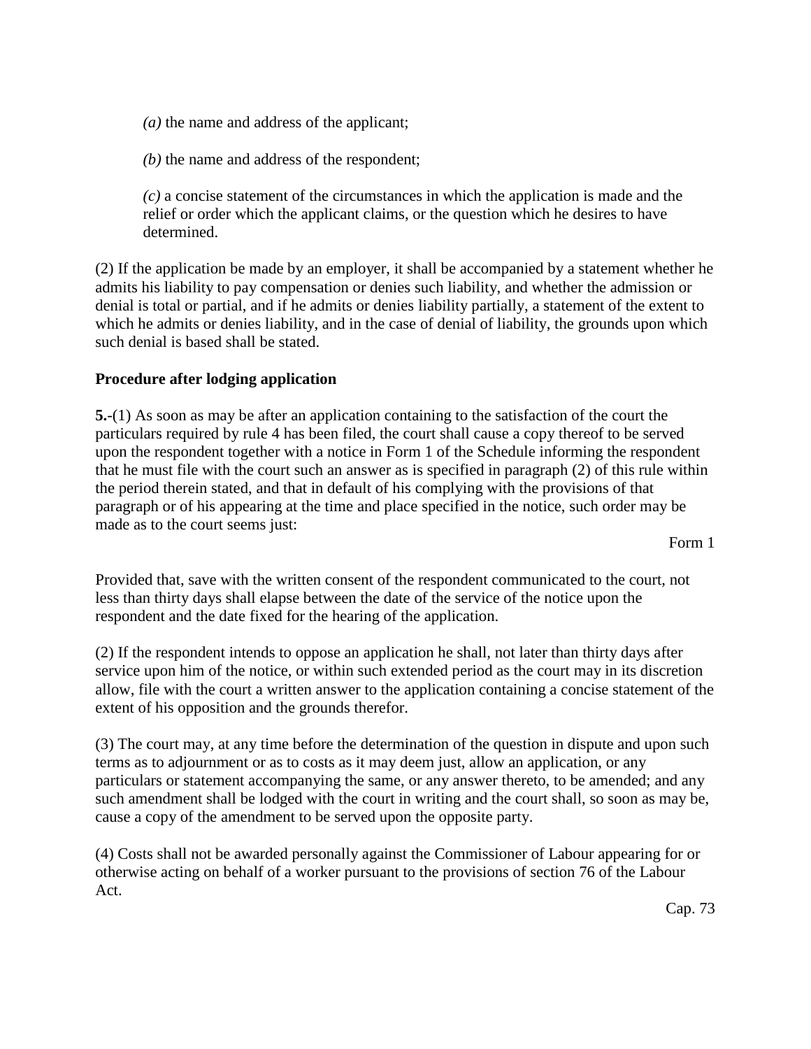*(a)* the name and address of the applicant;

*(b)* the name and address of the respondent;

*(c)* a concise statement of the circumstances in which the application is made and the relief or order which the applicant claims, or the question which he desires to have determined.

(2) If the application be made by an employer, it shall be accompanied by a statement whether he admits his liability to pay compensation or denies such liability, and whether the admission or denial is total or partial, and if he admits or denies liability partially, a statement of the extent to which he admits or denies liability, and in the case of denial of liability, the grounds upon which such denial is based shall be stated.

**Procedure after lodging application**

**5.**-(1) As soon as may be after an application containing to the satisfaction of the court the particulars required by rule 4 has been filed, the court shall cause a copy thereof to be served upon the respondent together with a notice in Form 1 of the Schedule informing the respondent that he must file with the court such an answer as is specified in paragraph (2) of this rule within the period therein stated, and that in default of his complying with the provisions of that paragraph or of his appearing at the time and place specified in the notice, such order may be made as to the court seems just:

Form 1

Provided that, save with the written consent of the respondent communicated to the court, not less than thirty days shall elapse between the date of the service of the notice upon the respondent and the date fixed for the hearing of the application.

(2) If the respondent intends to oppose an application he shall, not later than thirty days after service upon him of the notice, or within such extended period as the court may in its discretion allow, file with the court a written answer to the application containing a concise statement of the extent of his opposition and the grounds therefor.

(3) The court may, at any time before the determination of the question in dispute and upon such terms as to adjournment or as to costs as it may deem just, allow an application, or any particulars or statement accompanying the same, or any answer thereto, to be amended; and any such amendment shall be lodged with the court in writing and the court shall, so soon as may be, cause a copy of the amendment to be served upon the opposite party.

(4) Costs shall not be awarded personally against the Commissioner of Labour appearing for or otherwise acting on behalf of a worker pursuant to the provisions of section 76 of the Labour Act.

Cap. 73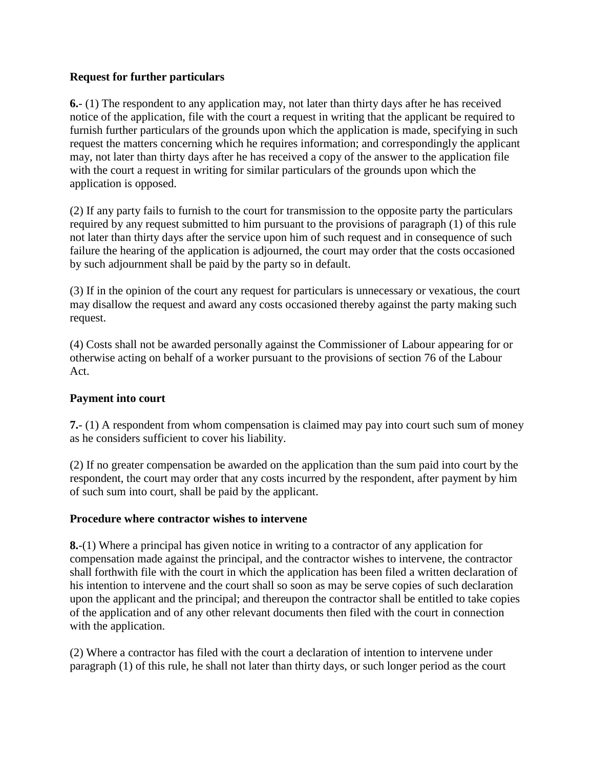**Request for further particulars**

**6.**- (1) The respondent to any application may, not later than thirty days after he has received notice of the application, file with the court a request in writing that the applicant be required to furnish further particulars of the grounds upon which the application is made, specifying in such request the matters concerning which he requires information; and correspondingly the applicant may, not later than thirty days after he has received a copy of the answer to the application file with the court a request in writing for similar particulars of the grounds upon which the application is opposed.

(2) If any party fails to furnish to the court for transmission to the opposite party the particulars required by any request submitted to him pursuant to the provisions of paragraph (1) of this rule not later than thirty days after the service upon him of such request and in consequence of such failure the hearing of the application is adjourned, the court may order that the costs occasioned by such adjournment shall be paid by the party so in default.

(3) If in the opinion of the court any request for particulars is unnecessary or vexatious, the court may disallow the request and award any costs occasioned thereby against the party making such request.

(4) Costs shall not be awarded personally against the Commissioner of Labour appearing for or otherwise acting on behalf of a worker pursuant to the provisions of section 76 of the Labour Act.

**Payment into court**

**7.**- (1) A respondent from whom compensation is claimed may pay into court such sum of money as he considers sufficient to cover his liability.

(2) If no greater compensation be awarded on the application than the sum paid into court by the respondent, the court may order that any costs incurred by the respondent, after payment by him of such sum into court, shall be paid by the applicant.

**Procedure where contractor wishes to intervene**

**8.**-(1) Where a principal has given notice in writing to a contractor of any application for compensation made against the principal, and the contractor wishes to intervene, the contractor shall forthwith file with the court in which the application has been filed a written declaration of his intention to intervene and the court shall so soon as may be serve copies of such declaration upon the applicant and the principal; and thereupon the contractor shall be entitled to take copies of the application and of any other relevant documents then filed with the court in connection with the application.

(2) Where a contractor has filed with the court a declaration of intention to intervene under paragraph (1) of this rule, he shall not later than thirty days, or such longer period as the court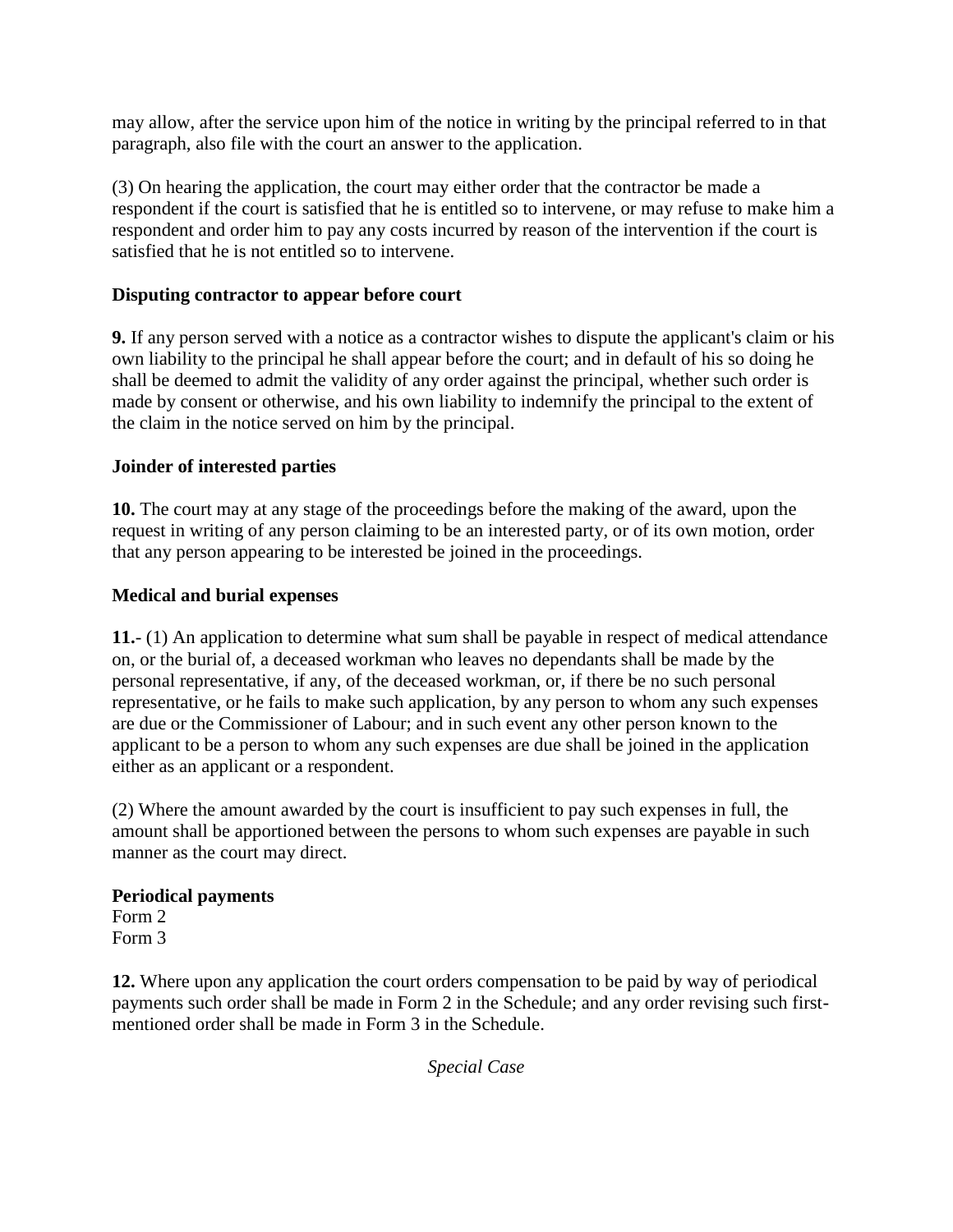may allow, after the service upon him of the notice in writing by the principal referred to in that paragraph, also file with the court an answer to the application.

(3) On hearing the application, the court may either order that the contractor be made a respondent if the court is satisfied that he is entitled so to intervene, or may refuse to make him a respondent and order him to pay any costs incurred by reason of the intervention if the court is satisfied that he is not entitled so to intervene.

**Disputing contractor to appear before court**

**9.** If any person served with a notice as a contractor wishes to dispute the applicant's claim or his own liability to the principal he shall appear before the court; and in default of his so doing he shall be deemed to admit the validity of any order against the principal, whether such order is made by consent or otherwise, and his own liability to indemnify the principal to the extent of the claim in the notice served on him by the principal.

**Joinder of interested parties**

**10.** The court may at any stage of the proceedings before the making of the award, upon the request in writing of any person claiming to be an interested party, or of its own motion, order that any person appearing to be interested be joined in the proceedings.

**Medical and burial expenses**

**11.-** (1) An application to determine what sum shall be payable in respect of medical attendance on, or the burial of, a deceased workman who leaves no dependants shall be made by the personal representative, if any, of the deceased workman, or, if there be no such personal representative, or he fails to make such application, by any person to whom any such expenses are due or the Commissioner of Labour; and in such event any other person known to the applicant to be a person to whom any such expenses are due shall be joined in the application either as an applicant or a respondent.

(2) Where the amount awarded by the court is insufficient to pay such expenses in full, the amount shall be apportioned between the persons to whom such expenses are payable in such manner as the court may direct.

**Periodical payments**
Form 2
Form 3

**12.** Where upon any application the court orders compensation to be paid by way of periodical payments such order shall be made in Form 2 in the Schedule; and any order revising such first-mentioned order shall be made in Form 3 in the Schedule.

*Special Case*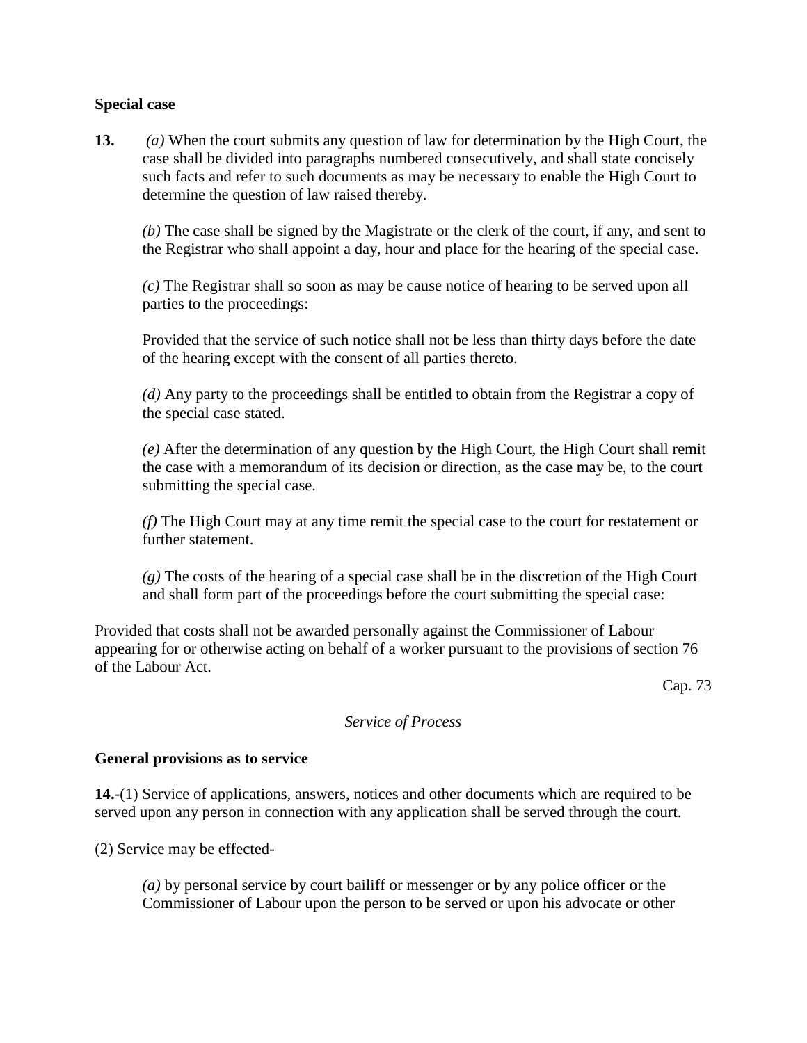**Special case**

**13.** *(a)* When the court submits any question of law for determination by the High Court, the case shall be divided into paragraphs numbered consecutively, and shall state concisely such facts and refer to such documents as may be necessary to enable the High Court to determine the question of law raised thereby.

*(b)* The case shall be signed by the Magistrate or the clerk of the court, if any, and sent to the Registrar who shall appoint a day, hour and place for the hearing of the special case.

*(c)* The Registrar shall so soon as may be cause notice of hearing to be served upon all parties to the proceedings:

Provided that the service of such notice shall not be less than thirty days before the date of the hearing except with the consent of all parties thereto.

*(d)* Any party to the proceedings shall be entitled to obtain from the Registrar a copy of the special case stated.

*(e)* After the determination of any question by the High Court, the High Court shall remit the case with a memorandum of its decision or direction, as the case may be, to the court submitting the special case.

*(f)* The High Court may at any time remit the special case to the court for restatement or further statement.

*(g)* The costs of the hearing of a special case shall be in the discretion of the High Court and shall form part of the proceedings before the court submitting the special case:

Provided that costs shall not be awarded personally against the Commissioner of Labour appearing for or otherwise acting on behalf of a worker pursuant to the provisions of section 76 of the Labour Act.

Cap. 73

*Service of Process*

**General provisions as to service**

**14.**-(1) Service of applications, answers, notices and other documents which are required to be served upon any person in connection with any application shall be served through the court.

(2) Service may be effected-

*(a)* by personal service by court bailiff or messenger or by any police officer or the Commissioner of Labour upon the person to be served or upon his advocate or other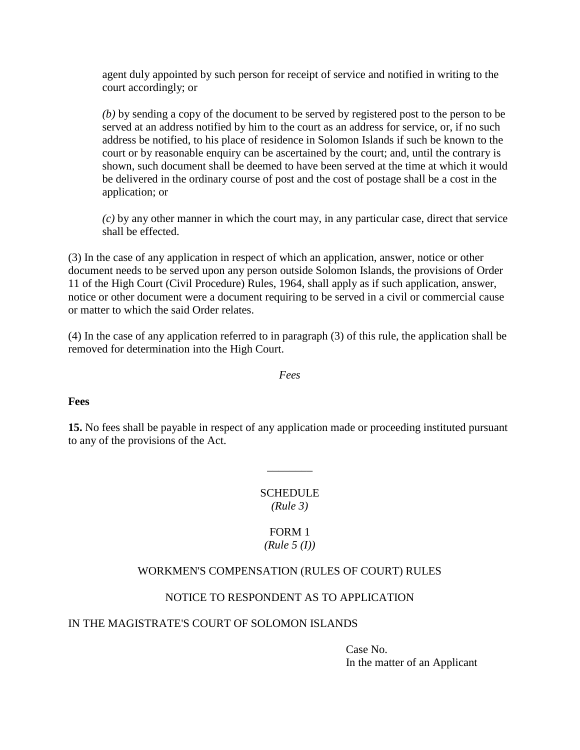agent duly appointed by such person for receipt of service and notified in writing to the court accordingly; or

*(b)* by sending a copy of the document to be served by registered post to the person to be served at an address notified by him to the court as an address for service, or, if no such address be notified, to his place of residence in Solomon Islands if such be known to the court or by reasonable enquiry can be ascertained by the court; and, until the contrary is shown, such document shall be deemed to have been served at the time at which it would be delivered in the ordinary course of post and the cost of postage shall be a cost in the application; or

*(c)* by any other manner in which the court may, in any particular case, direct that service shall be effected.

(3) In the case of any application in respect of which an application, answer, notice or other document needs to be served upon any person outside Solomon Islands, the provisions of Order 11 of the High Court (Civil Procedure) Rules, 1964, shall apply as if such application, answer, notice or other document were a document requiring to be served in a civil or commercial cause or matter to which the said Order relates.

(4) In the case of any application referred to in paragraph (3) of this rule, the application shall be removed for determination into the High Court.

*Fees*

**Fees**

**15.** No fees shall be payable in respect of any application made or proceeding instituted pursuant to any of the provisions of the Act.

________

SCHEDULE
*(Rule 3)*

FORM 1
*(Rule 5 (I))*

WORKMEN'S COMPENSATION (RULES OF COURT) RULES

NOTICE TO RESPONDENT AS TO APPLICATION

IN THE MAGISTRATE'S COURT OF SOLOMON ISLANDS

Case No.
In the matter of an Applicant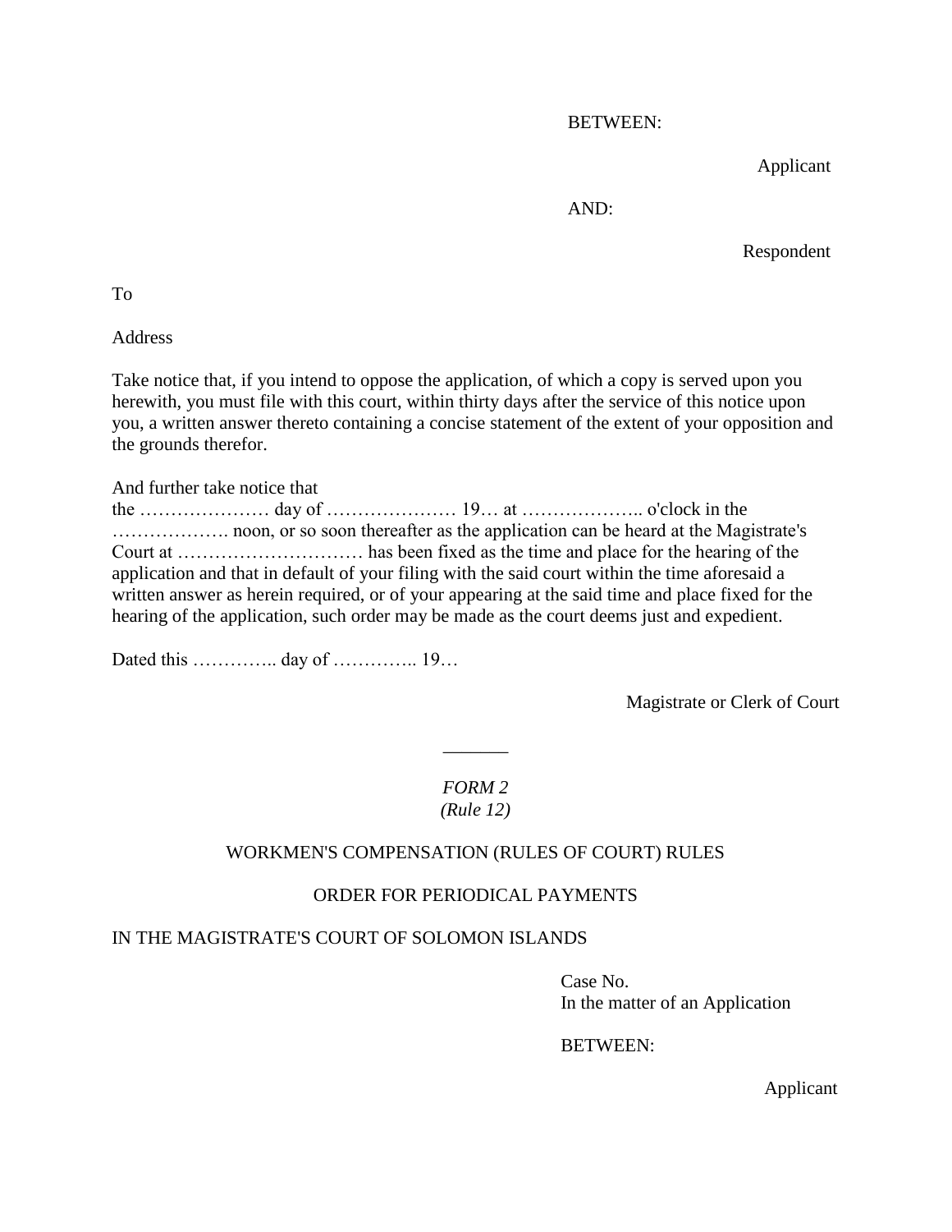BETWEEN:

Applicant

AND:

Respondent

To

Address

Take notice that, if you intend to oppose the application, of which a copy is served upon you herewith, you must file with this court, within thirty days after the service of this notice upon you, a written answer thereto containing a concise statement of the extent of your opposition and the grounds therefor.

And further take notice that the ………………… day of ………………… 19… at ……………….. o'clock in the ………………. noon, or so soon thereafter as the application can be heard at the Magistrate's Court at ………………………… has been fixed as the time and place for the hearing of the application and that in default of your filing with the said court within the time aforesaid a written answer as herein required, or of your appearing at the said time and place fixed for the hearing of the application, such order may be made as the court deems just and expedient.

Dated this ………….. day of ………….. 19…

Magistrate or Clerk of Court

_______

*FORM 2*
*(Rule 12)*

WORKMEN'S COMPENSATION (RULES OF COURT) RULES

ORDER FOR PERIODICAL PAYMENTS

IN THE MAGISTRATE'S COURT OF SOLOMON ISLANDS

Case No.
In the matter of an Application

BETWEEN:

Applicant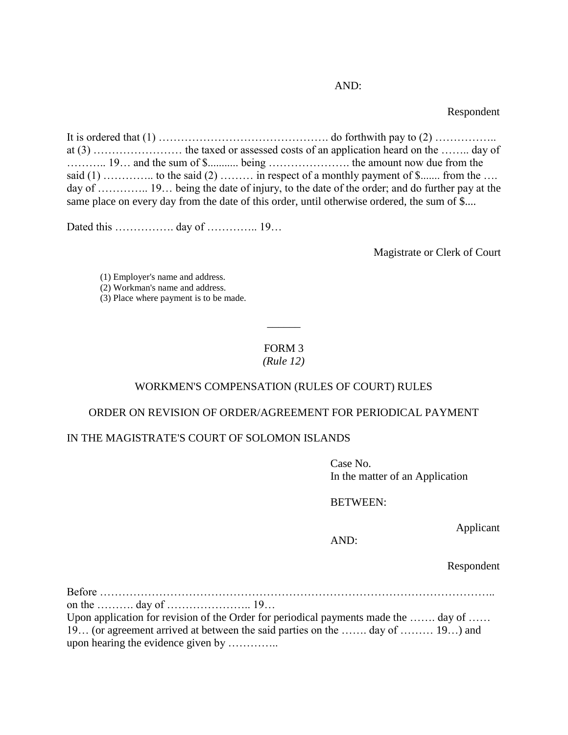AND:

Respondent

It is ordered that (1) ………………………………………. do forthwith pay to (2) …………….. at (3) …………………… the taxed or assessed costs of an application heard on the …….. day of ……….. 19… and the sum of $.......... being …………………. the amount now due from the said (1) ………….. to the said (2) ……… in respect of a monthly payment of $....... from the …. day of ………….. 19… being the date of injury, to the date of the order; and do further pay at the same place on every day from the date of this order, until otherwise ordered, the sum of $....

Dated this ……………. day of ………….. 19…

Magistrate or Clerk of Court

(1) Employer's name and address.
(2) Workman's name and address.
(3) Place where payment is to be made.

______

FORM 3
*(Rule 12)*

WORKMEN'S COMPENSATION (RULES OF COURT) RULES

ORDER ON REVISION OF ORDER/AGREEMENT FOR PERIODICAL PAYMENT

IN THE MAGISTRATE'S COURT OF SOLOMON ISLANDS

Case No.
In the matter of an Application

BETWEEN:

Applicant

AND:

Respondent

Before ……………………………………………………………………………………………..
on the ………. day of ………………….. 19…
Upon application for revision of the Order for periodical payments made the ……. day of …… 19… (or agreement arrived at between the said parties on the ……. day of ……… 19…) and upon hearing the evidence given by …………..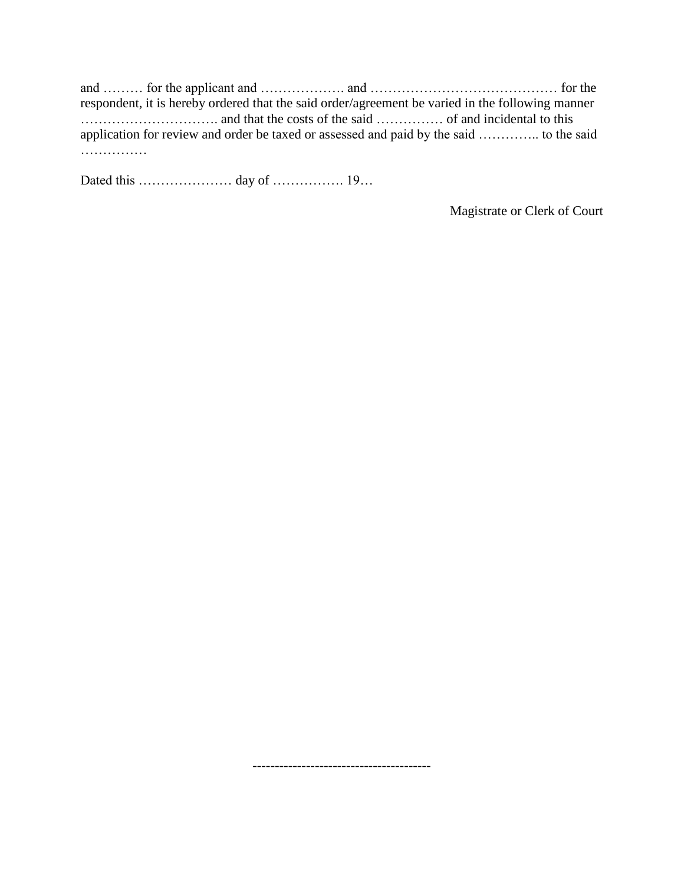and ……… for the applicant and ………………. and …………………………………… for the respondent, it is hereby ordered that the said order/agreement be varied in the following manner …………………………. and that the costs of the said …………… of and incidental to this application for review and order be taxed or assessed and paid by the said ………….. to the said ……………

Dated this ………………… day of ……………. 19…

Magistrate or Clerk of Court

---------------------------------------